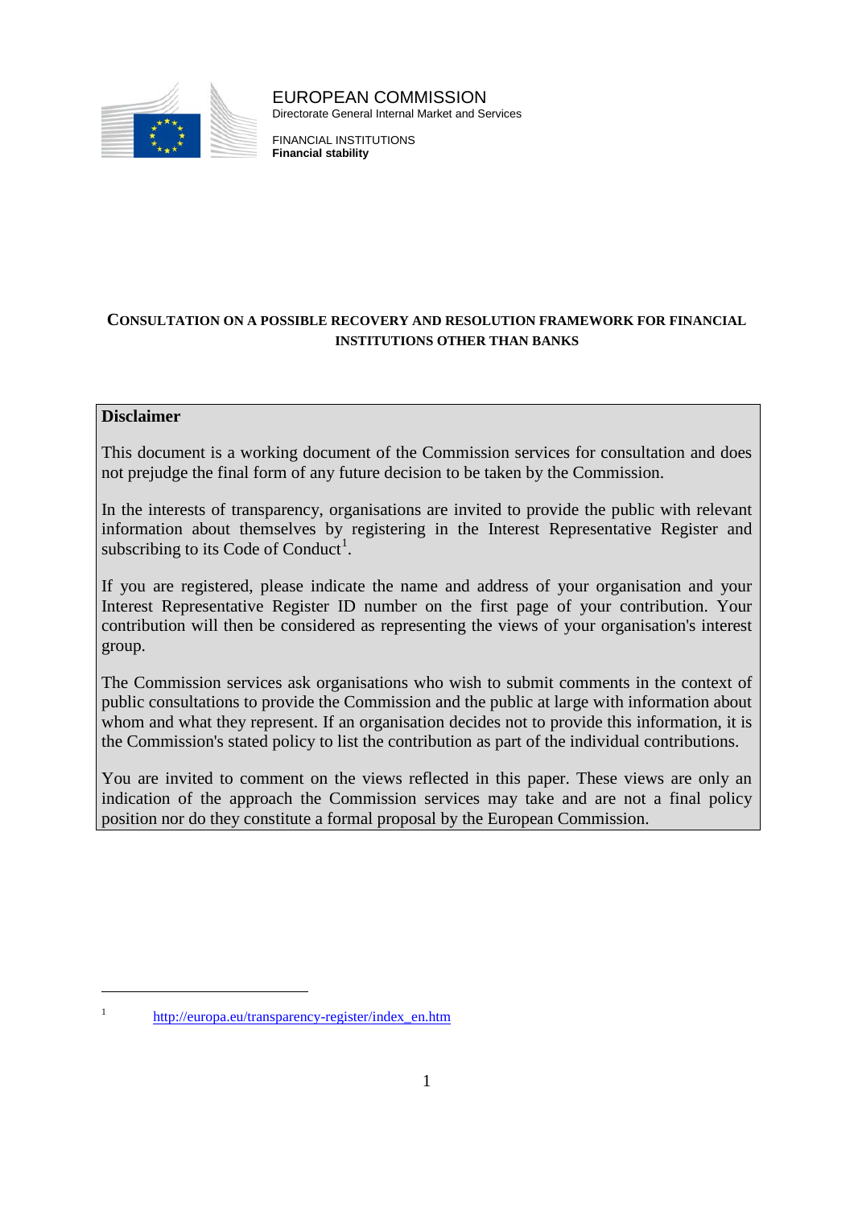EUROPEAN COMMISSION
Directorate General Internal Market and Services

FINANCIAL INSTITUTIONS
**Financial stability**

# CONSULTATION ON A POSSIBLE RECOVERY AND RESOLUTION FRAMEWORK FOR FINANCIAL INSTITUTIONS OTHER THAN BANKS

**Disclaimer**

This document is a working document of the Commission services for consultation and does not prejudge the final form of any future decision to be taken by the Commission.

In the interests of transparency, organisations are invited to provide the public with relevant information about themselves by registering in the Interest Representative Register and subscribing to its Code of Conduct[1].

If you are registered, please indicate the name and address of your organisation and your Interest Representative Register ID number on the first page of your contribution. Your contribution will then be considered as representing the views of your organisation's interest group.

The Commission services ask organisations who wish to submit comments in the context of public consultations to provide the Commission and the public at large with information about whom and what they represent. If an organisation decides not to provide this information, it is the Commission's stated policy to list the contribution as part of the individual contributions.

You are invited to comment on the views reflected in this paper. These views are only an indication of the approach the Commission services may take and are not a final policy position nor do they constitute a formal proposal by the European Commission.

---

[1] http://europa.eu/transparency-register/index_en.htm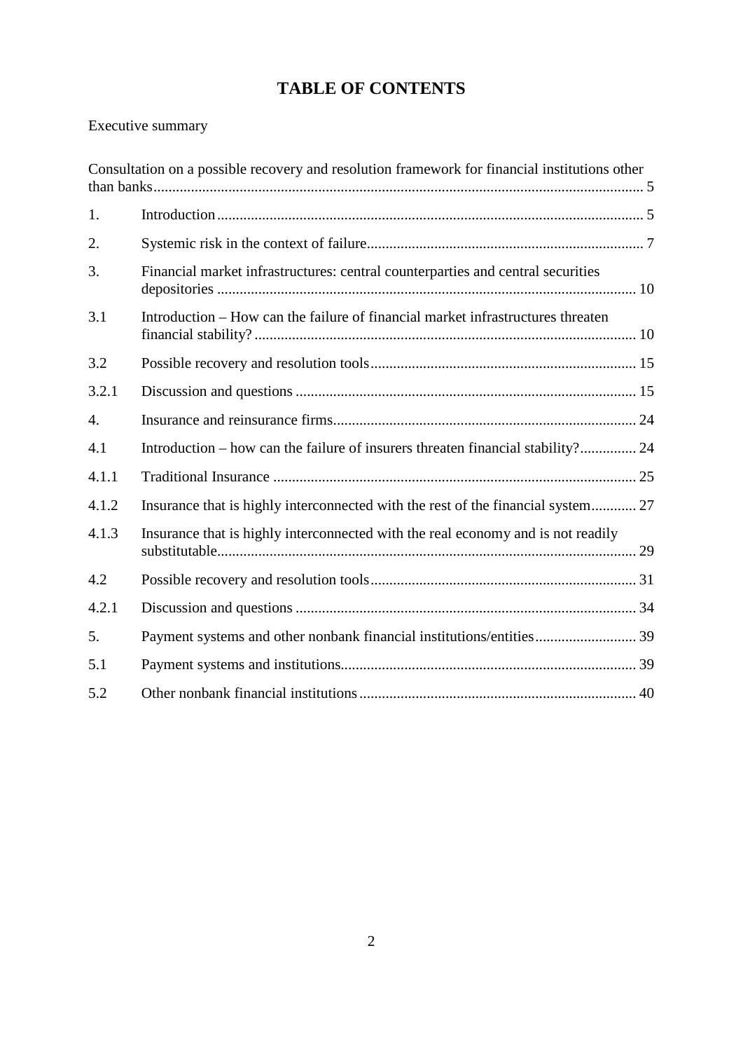# TABLE OF CONTENTS

Executive summary

Consultation on a possible recovery and resolution framework for financial institutions other than banks ... 5

| | | |
|---|---|---|
| 1. | Introduction | 5 |
| 2. | Systemic risk in the context of failure | 7 |
| 3. | Financial market infrastructures: central counterparties and central securities depositories | 10 |
| 3.1 | Introduction – How can the failure of financial market infrastructures threaten financial stability? | 10 |
| 3.2 | Possible recovery and resolution tools | 15 |
| 3.2.1 | Discussion and questions | 15 |
| 4. | Insurance and reinsurance firms | 24 |
| 4.1 | Introduction – how can the failure of insurers threaten financial stability? | 24 |
| 4.1.1 | Traditional Insurance | 25 |
| 4.1.2 | Insurance that is highly interconnected with the rest of the financial system | 27 |
| 4.1.3 | Insurance that is highly interconnected with the real economy and is not readily substitutable | 29 |
| 4.2 | Possible recovery and resolution tools | 31 |
| 4.2.1 | Discussion and questions | 34 |
| 5. | Payment systems and other nonbank financial institutions/entities | 39 |
| 5.1 | Payment systems and institutions | 39 |
| 5.2 | Other nonbank financial institutions | 40 |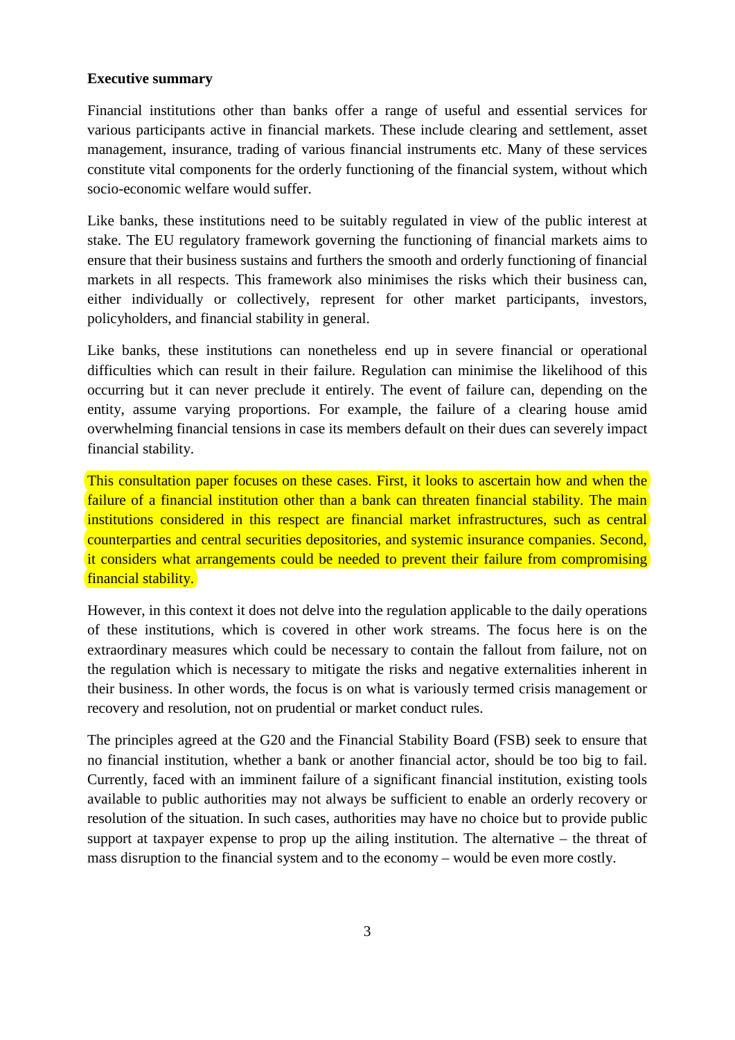**Executive summary**

Financial institutions other than banks offer a range of useful and essential services for various participants active in financial markets. These include clearing and settlement, asset management, insurance, trading of various financial instruments etc. Many of these services constitute vital components for the orderly functioning of the financial system, without which socio-economic welfare would suffer.

Like banks, these institutions need to be suitably regulated in view of the public interest at stake. The EU regulatory framework governing the functioning of financial markets aims to ensure that their business sustains and furthers the smooth and orderly functioning of financial markets in all respects. This framework also minimises the risks which their business can, either individually or collectively, represent for other market participants, investors, policyholders, and financial stability in general.

Like banks, these institutions can nonetheless end up in severe financial or operational difficulties which can result in their failure. Regulation can minimise the likelihood of this occurring but it can never preclude it entirely. The event of failure can, depending on the entity, assume varying proportions. For example, the failure of a clearing house amid overwhelming financial tensions in case its members default on their dues can severely impact financial stability.

This consultation paper focuses on these cases. First, it looks to ascertain how and when the failure of a financial institution other than a bank can threaten financial stability. The main institutions considered in this respect are financial market infrastructures, such as central counterparties and central securities depositories, and systemic insurance companies. Second, it considers what arrangements could be needed to prevent their failure from compromising financial stability.

However, in this context it does not delve into the regulation applicable to the daily operations of these institutions, which is covered in other work streams. The focus here is on the extraordinary measures which could be necessary to contain the fallout from failure, not on the regulation which is necessary to mitigate the risks and negative externalities inherent in their business. In other words, the focus is on what is variously termed crisis management or recovery and resolution, not on prudential or market conduct rules.

The principles agreed at the G20 and the Financial Stability Board (FSB) seek to ensure that no financial institution, whether a bank or another financial actor, should be too big to fail. Currently, faced with an imminent failure of a significant financial institution, existing tools available to public authorities may not always be sufficient to enable an orderly recovery or resolution of the situation. In such cases, authorities may have no choice but to provide public support at taxpayer expense to prop up the ailing institution. The alternative – the threat of mass disruption to the financial system and to the economy – would be even more costly.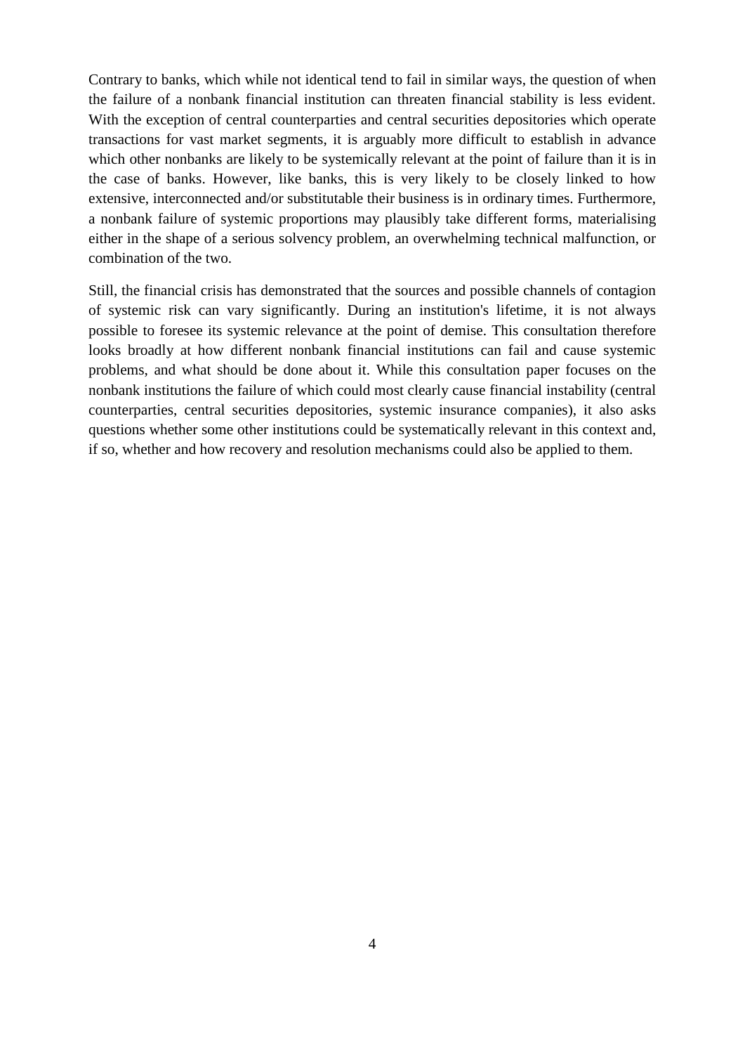Contrary to banks, which while not identical tend to fail in similar ways, the question of when the failure of a nonbank financial institution can threaten financial stability is less evident. With the exception of central counterparties and central securities depositories which operate transactions for vast market segments, it is arguably more difficult to establish in advance which other nonbanks are likely to be systemically relevant at the point of failure than it is in the case of banks. However, like banks, this is very likely to be closely linked to how extensive, interconnected and/or substitutable their business is in ordinary times. Furthermore, a nonbank failure of systemic proportions may plausibly take different forms, materialising either in the shape of a serious solvency problem, an overwhelming technical malfunction, or combination of the two.

Still, the financial crisis has demonstrated that the sources and possible channels of contagion of systemic risk can vary significantly. During an institution's lifetime, it is not always possible to foresee its systemic relevance at the point of demise. This consultation therefore looks broadly at how different nonbank financial institutions can fail and cause systemic problems, and what should be done about it. While this consultation paper focuses on the nonbank institutions the failure of which could most clearly cause financial instability (central counterparties, central securities depositories, systemic insurance companies), it also asks questions whether some other institutions could be systematically relevant in this context and, if so, whether and how recovery and resolution mechanisms could also be applied to them.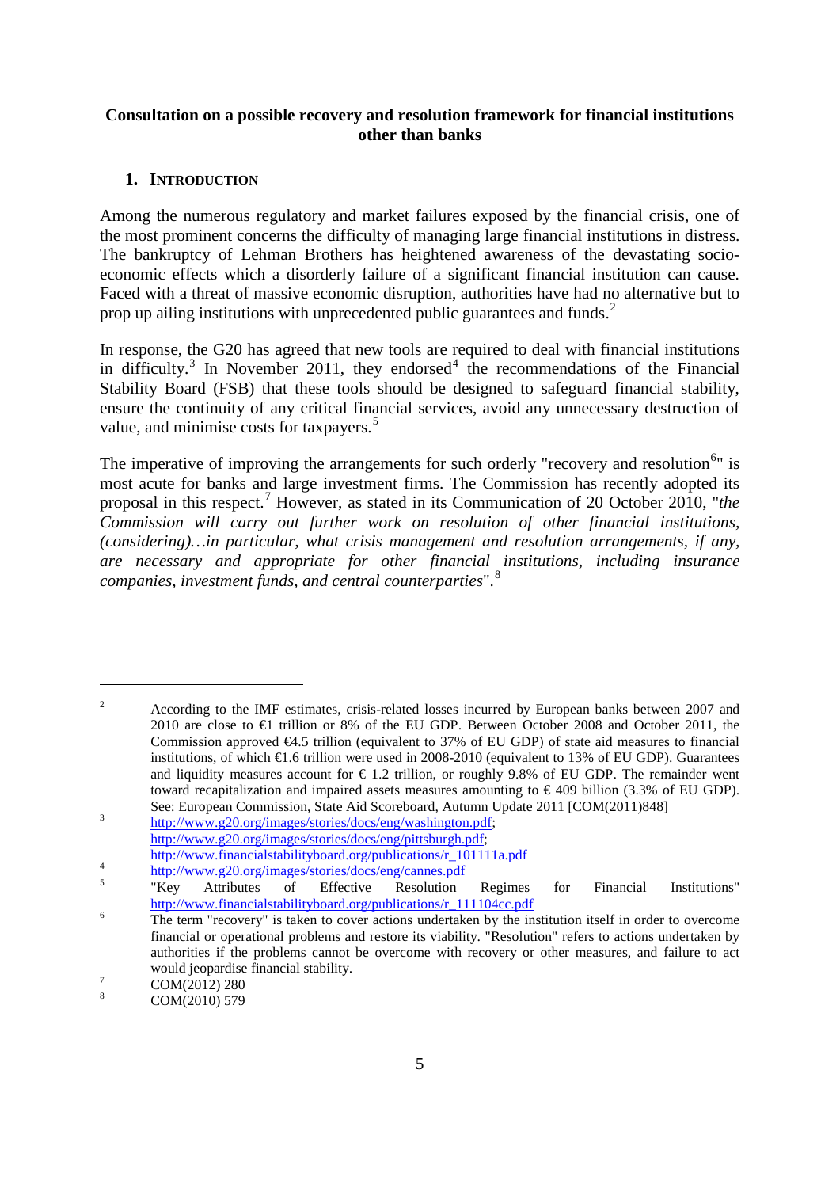**Consultation on a possible recovery and resolution framework for financial institutions other than banks**

## 1. INTRODUCTION

Among the numerous regulatory and market failures exposed by the financial crisis, one of the most prominent concerns the difficulty of managing large financial institutions in distress. The bankruptcy of Lehman Brothers has heightened awareness of the devastating socio-economic effects which a disorderly failure of a significant financial institution can cause. Faced with a threat of massive economic disruption, authorities have had no alternative but to prop up ailing institutions with unprecedented public guarantees and funds.[2]

In response, the G20 has agreed that new tools are required to deal with financial institutions in difficulty.[3] In November 2011, they endorsed[4] the recommendations of the Financial Stability Board (FSB) that these tools should be designed to safeguard financial stability, ensure the continuity of any critical financial services, avoid any unnecessary destruction of value, and minimise costs for taxpayers.[5]

The imperative of improving the arrangements for such orderly "recovery and resolution[6]" is most acute for banks and large investment firms. The Commission has recently adopted its proposal in this respect.[7] However, as stated in its Communication of 20 October 2010, "*the Commission will carry out further work on resolution of other financial institutions, (considering)…in particular, what crisis management and resolution arrangements, if any, are necessary and appropriate for other financial institutions, including insurance companies, investment funds, and central counterparties*".[8]

---

[2] According to the IMF estimates, crisis-related losses incurred by European banks between 2007 and 2010 are close to €1 trillion or 8% of the EU GDP. Between October 2008 and October 2011, the Commission approved €4.5 trillion (equivalent to 37% of EU GDP) of state aid measures to financial institutions, of which €1.6 trillion were used in 2008-2010 (equivalent to 13% of EU GDP). Guarantees and liquidity measures account for € 1.2 trillion, or roughly 9.8% of EU GDP. The remainder went toward recapitalization and impaired assets measures amounting to € 409 billion (3.3% of EU GDP). See: European Commission, State Aid Scoreboard, Autumn Update 2011 [COM(2011)848]

[3] http://www.g20.org/images/stories/docs/eng/washington.pdf; http://www.g20.org/images/stories/docs/eng/pittsburgh.pdf; http://www.financialstabilityboard.org/publications/r_101111a.pdf

[4] http://www.g20.org/images/stories/docs/eng/cannes.pdf

[5] "Key Attributes of Effective Resolution Regimes for Financial Institutions" http://www.financialstabilityboard.org/publications/r_111104cc.pdf

[6] The term "recovery" is taken to cover actions undertaken by the institution itself in order to overcome financial or operational problems and restore its viability. "Resolution" refers to actions undertaken by authorities if the problems cannot be overcome with recovery or other measures, and failure to act would jeopardise financial stability.

[7] COM(2012) 280

[8] COM(2010) 579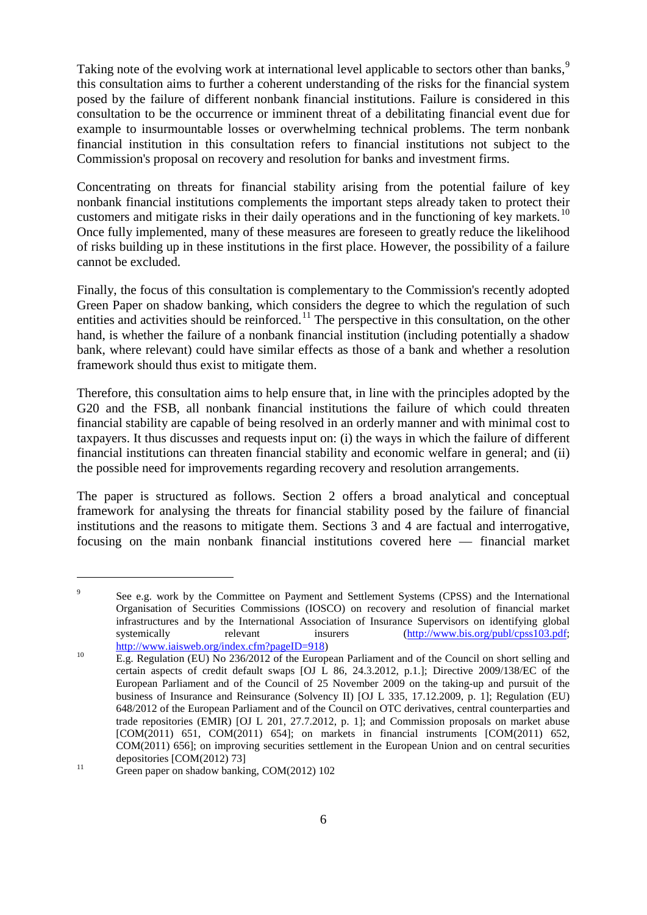Taking note of the evolving work at international level applicable to sectors other than banks,[9] this consultation aims to further a coherent understanding of the risks for the financial system posed by the failure of different nonbank financial institutions. Failure is considered in this consultation to be the occurrence or imminent threat of a debilitating financial event due for example to insurmountable losses or overwhelming technical problems. The term nonbank financial institution in this consultation refers to financial institutions not subject to the Commission's proposal on recovery and resolution for banks and investment firms.

Concentrating on threats for financial stability arising from the potential failure of key nonbank financial institutions complements the important steps already taken to protect their customers and mitigate risks in their daily operations and in the functioning of key markets.[10] Once fully implemented, many of these measures are foreseen to greatly reduce the likelihood of risks building up in these institutions in the first place. However, the possibility of a failure cannot be excluded.

Finally, the focus of this consultation is complementary to the Commission's recently adopted Green Paper on shadow banking, which considers the degree to which the regulation of such entities and activities should be reinforced.[11] The perspective in this consultation, on the other hand, is whether the failure of a nonbank financial institution (including potentially a shadow bank, where relevant) could have similar effects as those of a bank and whether a resolution framework should thus exist to mitigate them.

Therefore, this consultation aims to help ensure that, in line with the principles adopted by the G20 and the FSB, all nonbank financial institutions the failure of which could threaten financial stability are capable of being resolved in an orderly manner and with minimal cost to taxpayers. It thus discusses and requests input on: (i) the ways in which the failure of different financial institutions can threaten financial stability and economic welfare in general; and (ii) the possible need for improvements regarding recovery and resolution arrangements.

The paper is structured as follows. Section 2 offers a broad analytical and conceptual framework for analysing the threats for financial stability posed by the failure of financial institutions and the reasons to mitigate them. Sections 3 and 4 are factual and interrogative, focusing on the main nonbank financial institutions covered here — financial market

---

[9] See e.g. work by the Committee on Payment and Settlement Systems (CPSS) and the International Organisation of Securities Commissions (IOSCO) on recovery and resolution of financial market infrastructures and by the International Association of Insurance Supervisors on identifying global systemically relevant insurers (http://www.bis.org/publ/cpss103.pdf; http://www.iaisweb.org/index.cfm?pageID=918)

[10] E.g. Regulation (EU) No 236/2012 of the European Parliament and of the Council on short selling and certain aspects of credit default swaps [OJ L 86, 24.3.2012, p.1.]; Directive 2009/138/EC of the European Parliament and of the Council of 25 November 2009 on the taking-up and pursuit of the business of Insurance and Reinsurance (Solvency II) [OJ L 335, 17.12.2009, p. 1]; Regulation (EU) 648/2012 of the European Parliament and of the Council on OTC derivatives, central counterparties and trade repositories (EMIR) [OJ L 201, 27.7.2012, p. 1]; and Commission proposals on market abuse [COM(2011) 651, COM(2011) 654]; on markets in financial instruments [COM(2011) 652, COM(2011) 656]; on improving securities settlement in the European Union and on central securities depositories [COM(2012) 73]

[11] Green paper on shadow banking, COM(2012) 102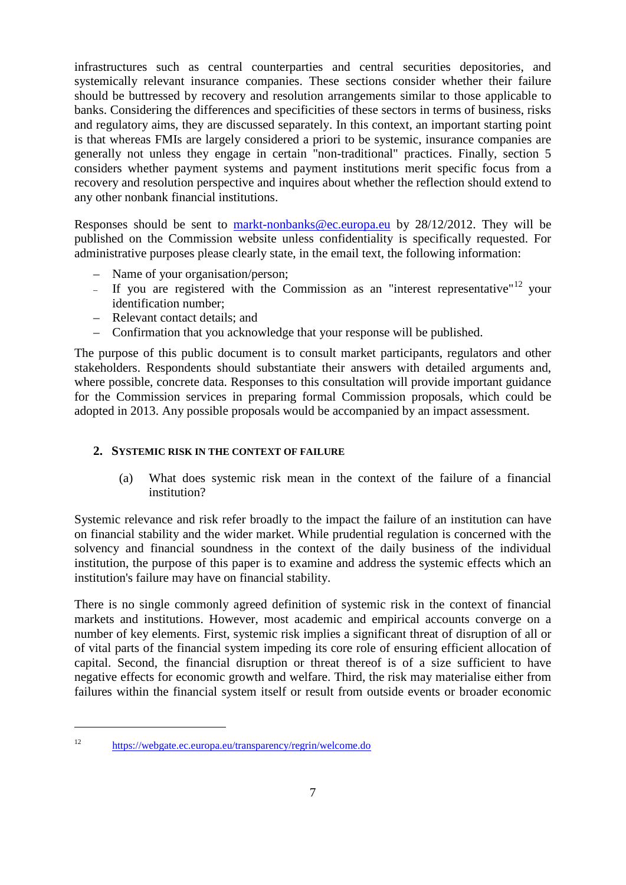infrastructures such as central counterparties and central securities depositories, and systemically relevant insurance companies. These sections consider whether their failure should be buttressed by recovery and resolution arrangements similar to those applicable to banks. Considering the differences and specificities of these sectors in terms of business, risks and regulatory aims, they are discussed separately. In this context, an important starting point is that whereas FMIs are largely considered a priori to be systemic, insurance companies are generally not unless they engage in certain "non-traditional" practices. Finally, section 5 considers whether payment systems and payment institutions merit specific focus from a recovery and resolution perspective and inquires about whether the reflection should extend to any other nonbank financial institutions.

Responses should be sent to [markt-nonbanks@ec.europa.eu](mailto:markt-nonbanks@ec.europa.eu) by 28/12/2012. They will be published on the Commission website unless confidentiality is specifically requested. For administrative purposes please clearly state, in the email text, the following information:

- Name of your organisation/person;
- If you are registered with the Commission as an "interest representative"[12] your identification number;
- Relevant contact details; and
- Confirmation that you acknowledge that your response will be published.

The purpose of this public document is to consult market participants, regulators and other stakeholders. Respondents should substantiate their answers with detailed arguments and, where possible, concrete data. Responses to this consultation will provide important guidance for the Commission services in preparing formal Commission proposals, which could be adopted in 2013. Any possible proposals would be accompanied by an impact assessment.

## 2. Systemic risk in the context of failure

(a) What does systemic risk mean in the context of the failure of a financial institution?

Systemic relevance and risk refer broadly to the impact the failure of an institution can have on financial stability and the wider market. While prudential regulation is concerned with the solvency and financial soundness in the context of the daily business of the individual institution, the purpose of this paper is to examine and address the systemic effects which an institution's failure may have on financial stability.

There is no single commonly agreed definition of systemic risk in the context of financial markets and institutions. However, most academic and empirical accounts converge on a number of key elements. First, systemic risk implies a significant threat of disruption of all or of vital parts of the financial system impeding its core role of ensuring efficient allocation of capital. Second, the financial disruption or threat thereof is of a size sufficient to have negative effects for economic growth and welfare. Third, the risk may materialise either from failures within the financial system itself or result from outside events or broader economic

---

[12] https://webgate.ec.europa.eu/transparency/regrin/welcome.do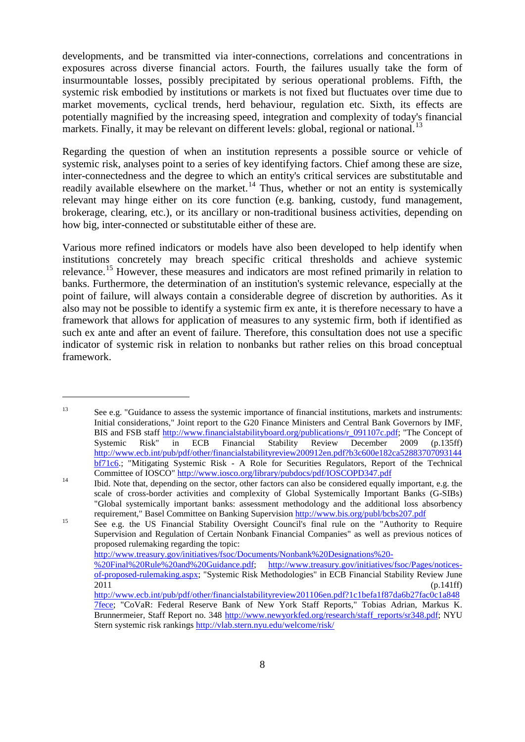developments, and be transmitted via inter-connections, correlations and concentrations in exposures across diverse financial actors. Fourth, the failures usually take the form of insurmountable losses, possibly precipitated by serious operational problems. Fifth, the systemic risk embodied by institutions or markets is not fixed but fluctuates over time due to market movements, cyclical trends, herd behaviour, regulation etc. Sixth, its effects are potentially magnified by the increasing speed, integration and complexity of today's financial markets. Finally, it may be relevant on different levels: global, regional or national.[13]

Regarding the question of when an institution represents a possible source or vehicle of systemic risk, analyses point to a series of key identifying factors. Chief among these are size, inter-connectedness and the degree to which an entity's critical services are substitutable and readily available elsewhere on the market.[14] Thus, whether or not an entity is systemically relevant may hinge either on its core function (e.g. banking, custody, fund management, brokerage, clearing, etc.), or its ancillary or non-traditional business activities, depending on how big, inter-connected or substitutable either of these are.

Various more refined indicators or models have also been developed to help identify when institutions concretely may breach specific critical thresholds and achieve systemic relevance.[15] However, these measures and indicators are most refined primarily in relation to banks. Furthermore, the determination of an institution's systemic relevance, especially at the point of failure, will always contain a considerable degree of discretion by authorities. As it also may not be possible to identify a systemic firm ex ante, it is therefore necessary to have a framework that allows for application of measures to any systemic firm, both if identified as such ex ante and after an event of failure. Therefore, this consultation does not use a specific indicator of systemic risk in relation to nonbanks but rather relies on this broad conceptual framework.

---

[13] See e.g. "Guidance to assess the systemic importance of financial institutions, markets and instruments: Initial considerations," Joint report to the G20 Finance Ministers and Central Bank Governors by IMF, BIS and FSB staff http://www.financialstabilityboard.org/publications/r_091107c.pdf; "The Concept of Systemic Risk" in ECB Financial Stability Review December 2009 (p.135ff) http://www.ecb.int/pub/pdf/other/financialstabilityreview200912en.pdf?b3c600e182ca52883707093144bf71c6.; "Mitigating Systemic Risk - A Role for Securities Regulators, Report of the Technical Committee of IOSCO" http://www.iosco.org/library/pubdocs/pdf/IOSCOPD347.pdf

[14] Ibid. Note that, depending on the sector, other factors can also be considered equally important, e.g. the scale of cross-border activities and complexity of Global Systemically Important Banks (G-SIBs) "Global systemically important banks: assessment methodology and the additional loss absorbency requirement," Basel Committee on Banking Supervision http://www.bis.org/publ/bcbs207.pdf

[15] See e.g. the US Financial Stability Oversight Council's final rule on the "Authority to Require Supervision and Regulation of Certain Nonbank Financial Companies" as well as previous notices of proposed rulemaking regarding the topic: http://www.treasury.gov/initiatives/fsoc/Documents/Nonbank%20Designations%20-%20Final%20Rule%20and%20Guidance.pdf; http://www.treasury.gov/initiatives/fsoc/Pages/notices-of-proposed-rulemaking.aspx; "Systemic Risk Methodologies" in ECB Financial Stability Review June 2011 (p.141ff) http://www.ecb.int/pub/pdf/other/financialstabilityreview201106en.pdf?1c1befa1f87da6b27fac0c1a8487fece; "CoVaR: Federal Reserve Bank of New York Staff Reports," Tobias Adrian, Markus K. Brunnermeier, Staff Report no. 348 http://www.newyorkfed.org/research/staff_reports/sr348.pdf; NYU Stern systemic risk rankings http://vlab.stern.nyu.edu/welcome/risk/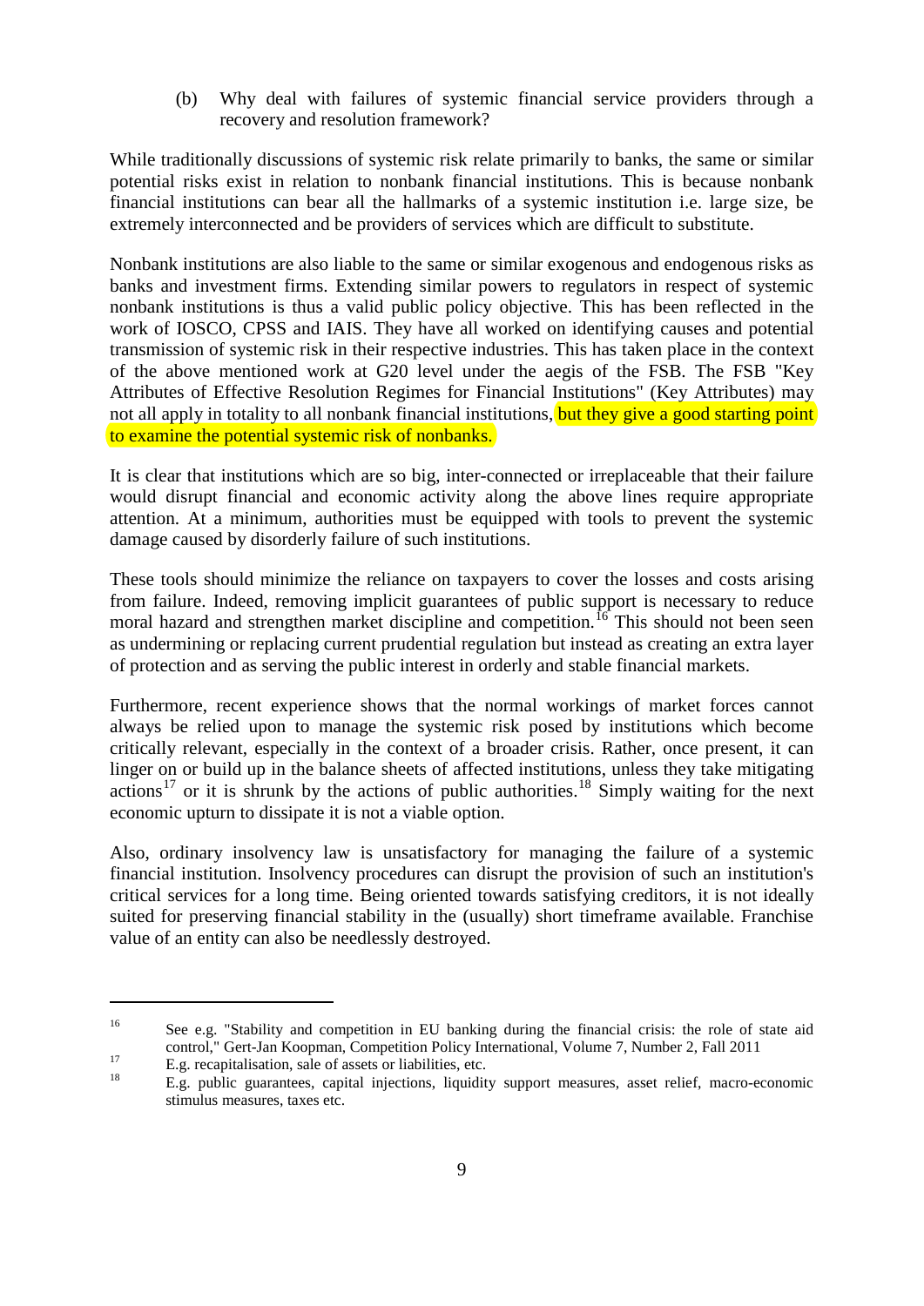(b) Why deal with failures of systemic financial service providers through a recovery and resolution framework?

While traditionally discussions of systemic risk relate primarily to banks, the same or similar potential risks exist in relation to nonbank financial institutions. This is because nonbank financial institutions can bear all the hallmarks of a systemic institution i.e. large size, be extremely interconnected and be providers of services which are difficult to substitute.

Nonbank institutions are also liable to the same or similar exogenous and endogenous risks as banks and investment firms. Extending similar powers to regulators in respect of systemic nonbank institutions is thus a valid public policy objective. This has been reflected in the work of IOSCO, CPSS and IAIS. They have all worked on identifying causes and potential transmission of systemic risk in their respective industries. This has taken place in the context of the above mentioned work at G20 level under the aegis of the FSB. The FSB "Key Attributes of Effective Resolution Regimes for Financial Institutions" (Key Attributes) may not all apply in totality to all nonbank financial institutions, but they give a good starting point to examine the potential systemic risk of nonbanks.

It is clear that institutions which are so big, inter-connected or irreplaceable that their failure would disrupt financial and economic activity along the above lines require appropriate attention. At a minimum, authorities must be equipped with tools to prevent the systemic damage caused by disorderly failure of such institutions.

These tools should minimize the reliance on taxpayers to cover the losses and costs arising from failure. Indeed, removing implicit guarantees of public support is necessary to reduce moral hazard and strengthen market discipline and competition.[16] This should not been seen as undermining or replacing current prudential regulation but instead as creating an extra layer of protection and as serving the public interest in orderly and stable financial markets.

Furthermore, recent experience shows that the normal workings of market forces cannot always be relied upon to manage the systemic risk posed by institutions which become critically relevant, especially in the context of a broader crisis. Rather, once present, it can linger on or build up in the balance sheets of affected institutions, unless they take mitigating actions[17] or it is shrunk by the actions of public authorities.[18] Simply waiting for the next economic upturn to dissipate it is not a viable option.

Also, ordinary insolvency law is unsatisfactory for managing the failure of a systemic financial institution. Insolvency procedures can disrupt the provision of such an institution's critical services for a long time. Being oriented towards satisfying creditors, it is not ideally suited for preserving financial stability in the (usually) short timeframe available. Franchise value of an entity can also be needlessly destroyed.

---

[16] See e.g. "Stability and competition in EU banking during the financial crisis: the role of state aid control," Gert-Jan Koopman, Competition Policy International, Volume 7, Number 2, Fall 2011

[17] E.g. recapitalisation, sale of assets or liabilities, etc.

[18] E.g. public guarantees, capital injections, liquidity support measures, asset relief, macro-economic stimulus measures, taxes etc.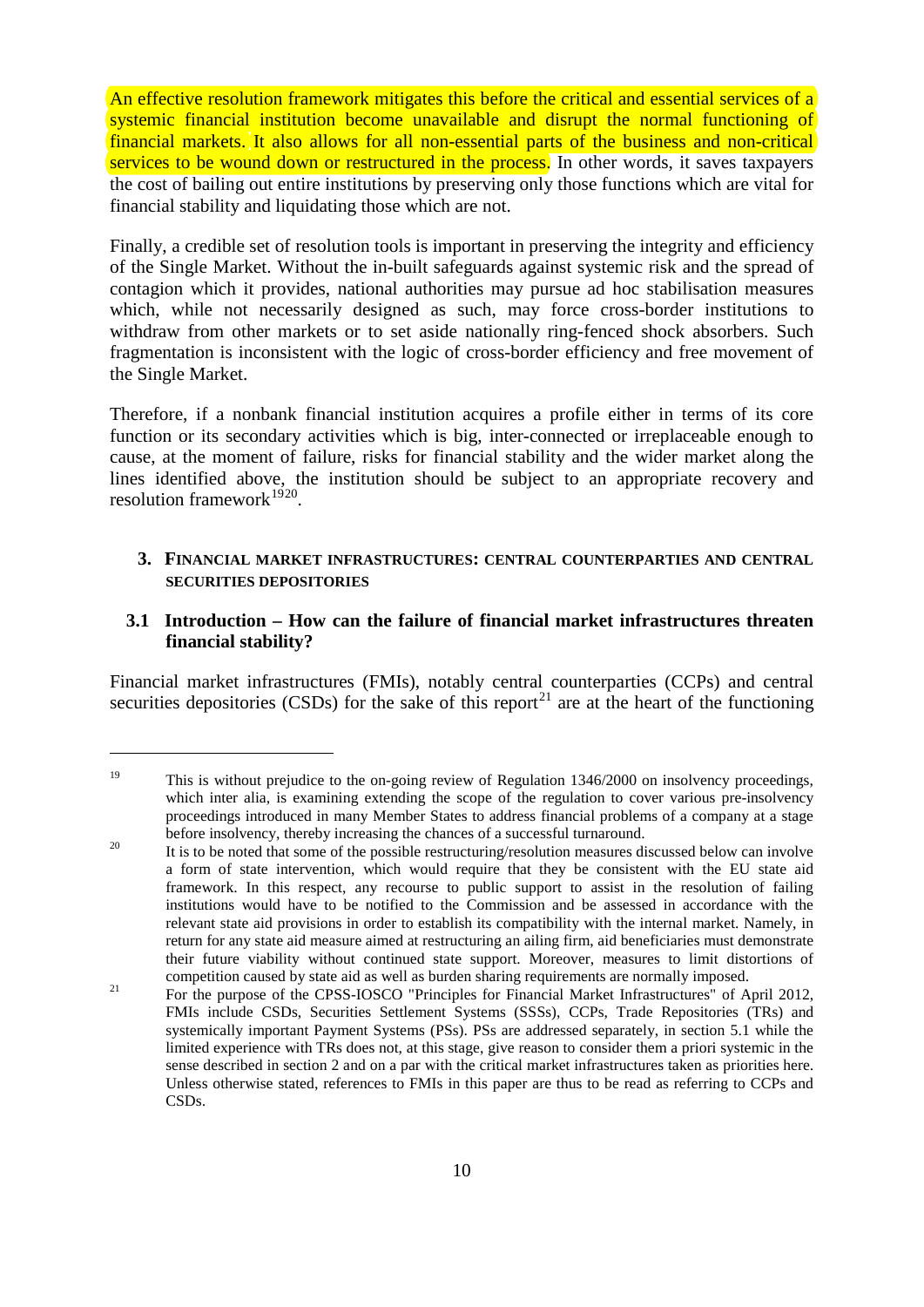An effective resolution framework mitigates this before the critical and essential services of a systemic financial institution become unavailable and disrupt the normal functioning of financial markets. It also allows for all non-essential parts of the business and non-critical services to be wound down or restructured in the process. In other words, it saves taxpayers the cost of bailing out entire institutions by preserving only those functions which are vital for financial stability and liquidating those which are not.

Finally, a credible set of resolution tools is important in preserving the integrity and efficiency of the Single Market. Without the in-built safeguards against systemic risk and the spread of contagion which it provides, national authorities may pursue ad hoc stabilisation measures which, while not necessarily designed as such, may force cross-border institutions to withdraw from other markets or to set aside nationally ring-fenced shock absorbers. Such fragmentation is inconsistent with the logic of cross-border efficiency and free movement of the Single Market.

Therefore, if a nonbank financial institution acquires a profile either in terms of its core function or its secondary activities which is big, inter-connected or irreplaceable enough to cause, at the moment of failure, risks for financial stability and the wider market along the lines identified above, the institution should be subject to an appropriate recovery and resolution framework[19][20].

## 3. Financial market infrastructures: central counterparties and central securities depositories

### 3.1 Introduction – How can the failure of financial market infrastructures threaten financial stability?

Financial market infrastructures (FMIs), notably central counterparties (CCPs) and central securities depositories (CSDs) for the sake of this report[21] are at the heart of the functioning

---

[19] This is without prejudice to the on-going review of Regulation 1346/2000 on insolvency proceedings, which inter alia, is examining extending the scope of the regulation to cover various pre-insolvency proceedings introduced in many Member States to address financial problems of a company at a stage before insolvency, thereby increasing the chances of a successful turnaround.

[20] It is to be noted that some of the possible restructuring/resolution measures discussed below can involve a form of state intervention, which would require that they be consistent with the EU state aid framework. In this respect, any recourse to public support to assist in the resolution of failing institutions would have to be notified to the Commission and be assessed in accordance with the relevant state aid provisions in order to establish its compatibility with the internal market. Namely, in return for any state aid measure aimed at restructuring an ailing firm, aid beneficiaries must demonstrate their future viability without continued state support. Moreover, measures to limit distortions of competition caused by state aid as well as burden sharing requirements are normally imposed.

[21] For the purpose of the CPSS-IOSCO "Principles for Financial Market Infrastructures" of April 2012, FMIs include CSDs, Securities Settlement Systems (SSSs), CCPs, Trade Repositories (TRs) and systemically important Payment Systems (PSs). PSs are addressed separately, in section 5.1 while the limited experience with TRs does not, at this stage, give reason to consider them a priori systemic in the sense described in section 2 and on a par with the critical market infrastructures taken as priorities here. Unless otherwise stated, references to FMIs in this paper are thus to be read as referring to CCPs and CSDs.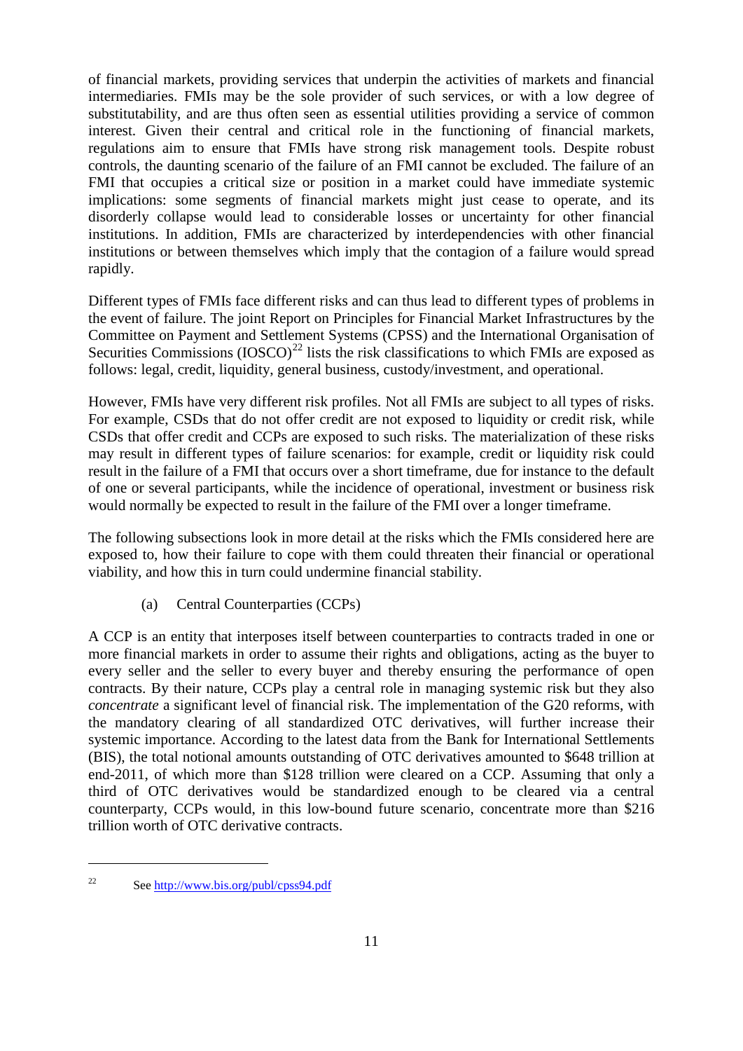of financial markets, providing services that underpin the activities of markets and financial intermediaries. FMIs may be the sole provider of such services, or with a low degree of substitutability, and are thus often seen as essential utilities providing a service of common interest. Given their central and critical role in the functioning of financial markets, regulations aim to ensure that FMIs have strong risk management tools. Despite robust controls, the daunting scenario of the failure of an FMI cannot be excluded. The failure of an FMI that occupies a critical size or position in a market could have immediate systemic implications: some segments of financial markets might just cease to operate, and its disorderly collapse would lead to considerable losses or uncertainty for other financial institutions. In addition, FMIs are characterized by interdependencies with other financial institutions or between themselves which imply that the contagion of a failure would spread rapidly.

Different types of FMIs face different risks and can thus lead to different types of problems in the event of failure. The joint Report on Principles for Financial Market Infrastructures by the Committee on Payment and Settlement Systems (CPSS) and the International Organisation of Securities Commissions (IOSCO)[22] lists the risk classifications to which FMIs are exposed as follows: legal, credit, liquidity, general business, custody/investment, and operational.

However, FMIs have very different risk profiles. Not all FMIs are subject to all types of risks. For example, CSDs that do not offer credit are not exposed to liquidity or credit risk, while CSDs that offer credit and CCPs are exposed to such risks. The materialization of these risks may result in different types of failure scenarios: for example, credit or liquidity risk could result in the failure of a FMI that occurs over a short timeframe, due for instance to the default of one or several participants, while the incidence of operational, investment or business risk would normally be expected to result in the failure of the FMI over a longer timeframe.

The following subsections look in more detail at the risks which the FMIs considered here are exposed to, how their failure to cope with them could threaten their financial or operational viability, and how this in turn could undermine financial stability.

(a) Central Counterparties (CCPs)

A CCP is an entity that interposes itself between counterparties to contracts traded in one or more financial markets in order to assume their rights and obligations, acting as the buyer to every seller and the seller to every buyer and thereby ensuring the performance of open contracts. By their nature, CCPs play a central role in managing systemic risk but they also *concentrate* a significant level of financial risk. The implementation of the G20 reforms, with the mandatory clearing of all standardized OTC derivatives, will further increase their systemic importance. According to the latest data from the Bank for International Settlements (BIS), the total notional amounts outstanding of OTC derivatives amounted to $648 trillion at end-2011, of which more than $128 trillion were cleared on a CCP. Assuming that only a third of OTC derivatives would be standardized enough to be cleared via a central counterparty, CCPs would, in this low-bound future scenario, concentrate more than $216 trillion worth of OTC derivative contracts.

[22] See http://www.bis.org/publ/cpss94.pdf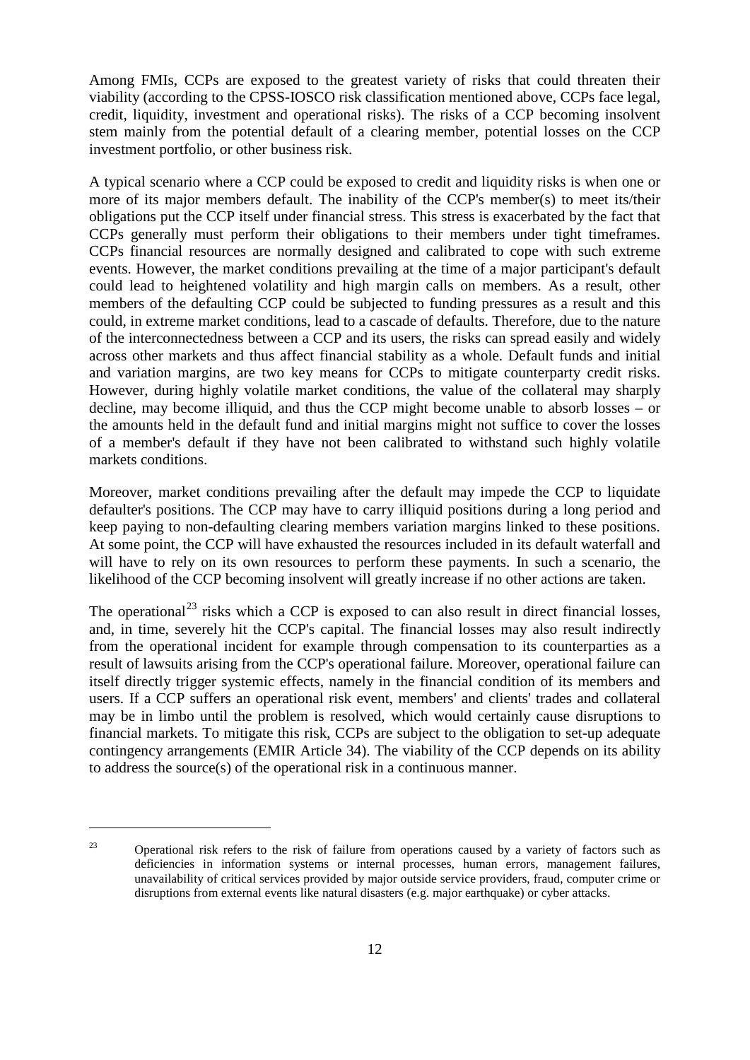Among FMIs, CCPs are exposed to the greatest variety of risks that could threaten their viability (according to the CPSS-IOSCO risk classification mentioned above, CCPs face legal, credit, liquidity, investment and operational risks). The risks of a CCP becoming insolvent stem mainly from the potential default of a clearing member, potential losses on the CCP investment portfolio, or other business risk.

A typical scenario where a CCP could be exposed to credit and liquidity risks is when one or more of its major members default. The inability of the CCP's member(s) to meet its/their obligations put the CCP itself under financial stress. This stress is exacerbated by the fact that CCPs generally must perform their obligations to their members under tight timeframes. CCPs financial resources are normally designed and calibrated to cope with such extreme events. However, the market conditions prevailing at the time of a major participant's default could lead to heightened volatility and high margin calls on members. As a result, other members of the defaulting CCP could be subjected to funding pressures as a result and this could, in extreme market conditions, lead to a cascade of defaults. Therefore, due to the nature of the interconnectedness between a CCP and its users, the risks can spread easily and widely across other markets and thus affect financial stability as a whole. Default funds and initial and variation margins, are two key means for CCPs to mitigate counterparty credit risks. However, during highly volatile market conditions, the value of the collateral may sharply decline, may become illiquid, and thus the CCP might become unable to absorb losses – or the amounts held in the default fund and initial margins might not suffice to cover the losses of a member's default if they have not been calibrated to withstand such highly volatile markets conditions.

Moreover, market conditions prevailing after the default may impede the CCP to liquidate defaulter's positions. The CCP may have to carry illiquid positions during a long period and keep paying to non-defaulting clearing members variation margins linked to these positions. At some point, the CCP will have exhausted the resources included in its default waterfall and will have to rely on its own resources to perform these payments. In such a scenario, the likelihood of the CCP becoming insolvent will greatly increase if no other actions are taken.

The operational[23] risks which a CCP is exposed to can also result in direct financial losses, and, in time, severely hit the CCP's capital. The financial losses may also result indirectly from the operational incident for example through compensation to its counterparties as a result of lawsuits arising from the CCP's operational failure. Moreover, operational failure can itself directly trigger systemic effects, namely in the financial condition of its members and users. If a CCP suffers an operational risk event, members' and clients' trades and collateral may be in limbo until the problem is resolved, which would certainly cause disruptions to financial markets. To mitigate this risk, CCPs are subject to the obligation to set-up adequate contingency arrangements (EMIR Article 34). The viability of the CCP depends on its ability to address the source(s) of the operational risk in a continuous manner.

---

[23] Operational risk refers to the risk of failure from operations caused by a variety of factors such as deficiencies in information systems or internal processes, human errors, management failures, unavailability of critical services provided by major outside service providers, fraud, computer crime or disruptions from external events like natural disasters (e.g. major earthquake) or cyber attacks.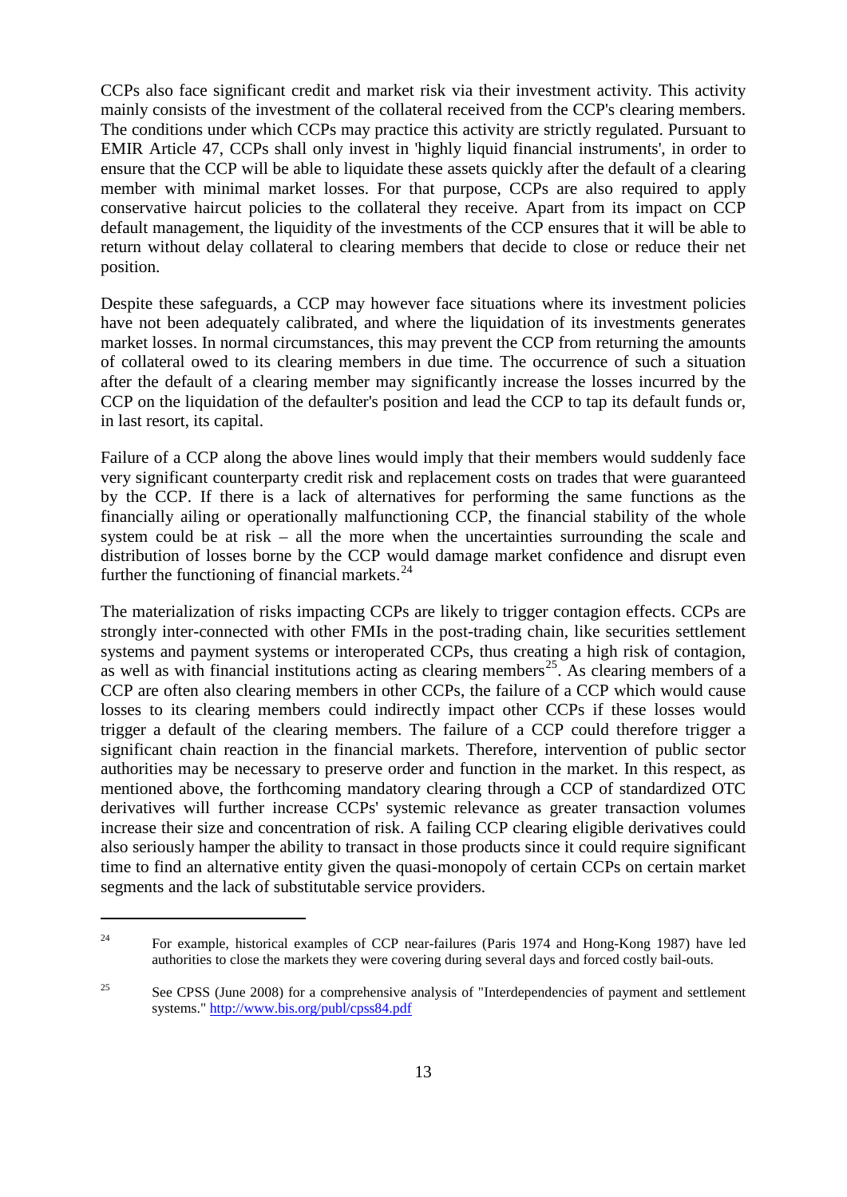CCPs also face significant credit and market risk via their investment activity. This activity mainly consists of the investment of the collateral received from the CCP's clearing members. The conditions under which CCPs may practice this activity are strictly regulated. Pursuant to EMIR Article 47, CCPs shall only invest in 'highly liquid financial instruments', in order to ensure that the CCP will be able to liquidate these assets quickly after the default of a clearing member with minimal market losses. For that purpose, CCPs are also required to apply conservative haircut policies to the collateral they receive. Apart from its impact on CCP default management, the liquidity of the investments of the CCP ensures that it will be able to return without delay collateral to clearing members that decide to close or reduce their net position.

Despite these safeguards, a CCP may however face situations where its investment policies have not been adequately calibrated, and where the liquidation of its investments generates market losses. In normal circumstances, this may prevent the CCP from returning the amounts of collateral owed to its clearing members in due time. The occurrence of such a situation after the default of a clearing member may significantly increase the losses incurred by the CCP on the liquidation of the defaulter's position and lead the CCP to tap its default funds or, in last resort, its capital.

Failure of a CCP along the above lines would imply that their members would suddenly face very significant counterparty credit risk and replacement costs on trades that were guaranteed by the CCP. If there is a lack of alternatives for performing the same functions as the financially ailing or operationally malfunctioning CCP, the financial stability of the whole system could be at risk – all the more when the uncertainties surrounding the scale and distribution of losses borne by the CCP would damage market confidence and disrupt even further the functioning of financial markets.[24]

The materialization of risks impacting CCPs are likely to trigger contagion effects. CCPs are strongly inter-connected with other FMIs in the post-trading chain, like securities settlement systems and payment systems or interoperated CCPs, thus creating a high risk of contagion, as well as with financial institutions acting as clearing members[25]. As clearing members of a CCP are often also clearing members in other CCPs, the failure of a CCP which would cause losses to its clearing members could indirectly impact other CCPs if these losses would trigger a default of the clearing members. The failure of a CCP could therefore trigger a significant chain reaction in the financial markets. Therefore, intervention of public sector authorities may be necessary to preserve order and function in the market. In this respect, as mentioned above, the forthcoming mandatory clearing through a CCP of standardized OTC derivatives will further increase CCPs' systemic relevance as greater transaction volumes increase their size and concentration of risk. A failing CCP clearing eligible derivatives could also seriously hamper the ability to transact in those products since it could require significant time to find an alternative entity given the quasi-monopoly of certain CCPs on certain market segments and the lack of substitutable service providers.

---

[24] For example, historical examples of CCP near-failures (Paris 1974 and Hong-Kong 1987) have led authorities to close the markets they were covering during several days and forced costly bail-outs.

[25] See CPSS (June 2008) for a comprehensive analysis of "Interdependencies of payment and settlement systems." http://www.bis.org/publ/cpss84.pdf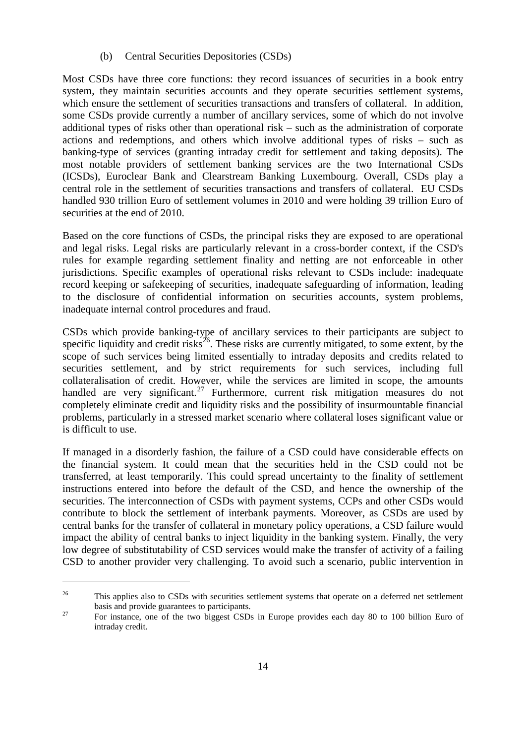(b) Central Securities Depositories (CSDs)

Most CSDs have three core functions: they record issuances of securities in a book entry system, they maintain securities accounts and they operate securities settlement systems, which ensure the settlement of securities transactions and transfers of collateral. In addition, some CSDs provide currently a number of ancillary services, some of which do not involve additional types of risks other than operational risk – such as the administration of corporate actions and redemptions, and others which involve additional types of risks – such as banking-type of services (granting intraday credit for settlement and taking deposits). The most notable providers of settlement banking services are the two International CSDs (ICSDs), Euroclear Bank and Clearstream Banking Luxembourg. Overall, CSDs play a central role in the settlement of securities transactions and transfers of collateral. EU CSDs handled 930 trillion Euro of settlement volumes in 2010 and were holding 39 trillion Euro of securities at the end of 2010.

Based on the core functions of CSDs, the principal risks they are exposed to are operational and legal risks. Legal risks are particularly relevant in a cross-border context, if the CSD's rules for example regarding settlement finality and netting are not enforceable in other jurisdictions. Specific examples of operational risks relevant to CSDs include: inadequate record keeping or safekeeping of securities, inadequate safeguarding of information, leading to the disclosure of confidential information on securities accounts, system problems, inadequate internal control procedures and fraud.

CSDs which provide banking-type of ancillary services to their participants are subject to specific liquidity and credit risks[26]. These risks are currently mitigated, to some extent, by the scope of such services being limited essentially to intraday deposits and credits related to securities settlement, and by strict requirements for such services, including full collateralisation of credit. However, while the services are limited in scope, the amounts handled are very significant.[27] Furthermore, current risk mitigation measures do not completely eliminate credit and liquidity risks and the possibility of insurmountable financial problems, particularly in a stressed market scenario where collateral loses significant value or is difficult to use.

If managed in a disorderly fashion, the failure of a CSD could have considerable effects on the financial system. It could mean that the securities held in the CSD could not be transferred, at least temporarily. This could spread uncertainty to the finality of settlement instructions entered into before the default of the CSD, and hence the ownership of the securities. The interconnection of CSDs with payment systems, CCPs and other CSDs would contribute to block the settlement of interbank payments. Moreover, as CSDs are used by central banks for the transfer of collateral in monetary policy operations, a CSD failure would impact the ability of central banks to inject liquidity in the banking system. Finally, the very low degree of substitutability of CSD services would make the transfer of activity of a failing CSD to another provider very challenging. To avoid such a scenario, public intervention in

---

[26] This applies also to CSDs with securities settlement systems that operate on a deferred net settlement basis and provide guarantees to participants.

[27] For instance, one of the two biggest CSDs in Europe provides each day 80 to 100 billion Euro of intraday credit.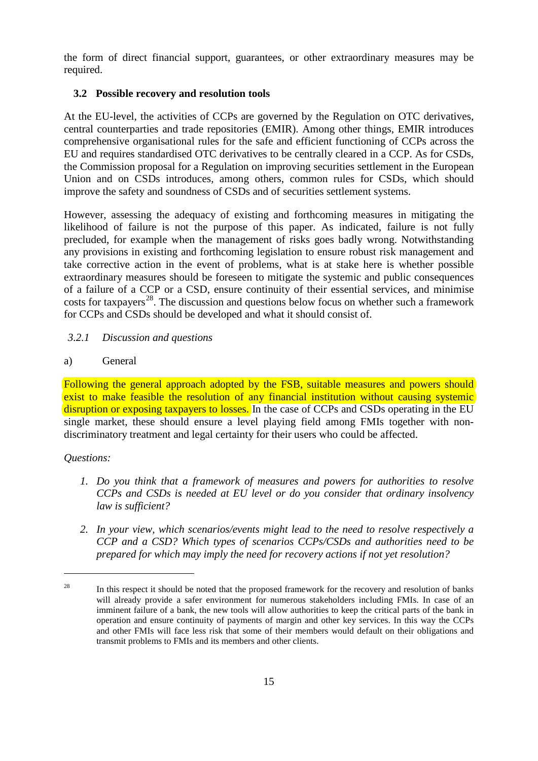the form of direct financial support, guarantees, or other extraordinary measures may be required.

## 3.2 Possible recovery and resolution tools

At the EU-level, the activities of CCPs are governed by the Regulation on OTC derivatives, central counterparties and trade repositories (EMIR). Among other things, EMIR introduces comprehensive organisational rules for the safe and efficient functioning of CCPs across the EU and requires standardised OTC derivatives to be centrally cleared in a CCP. As for CSDs, the Commission proposal for a Regulation on improving securities settlement in the European Union and on CSDs introduces, among others, common rules for CSDs, which should improve the safety and soundness of CSDs and of securities settlement systems.

However, assessing the adequacy of existing and forthcoming measures in mitigating the likelihood of failure is not the purpose of this paper. As indicated, failure is not fully precluded, for example when the management of risks goes badly wrong. Notwithstanding any provisions in existing and forthcoming legislation to ensure robust risk management and take corrective action in the event of problems, what is at stake here is whether possible extraordinary measures should be foreseen to mitigate the systemic and public consequences of a failure of a CCP or a CSD, ensure continuity of their essential services, and minimise costs for taxpayers[28]. The discussion and questions below focus on whether such a framework for CCPs and CSDs should be developed and what it should consist of.

### *3.2.1 Discussion and questions*

a) General

Following the general approach adopted by the FSB, suitable measures and powers should exist to make feasible the resolution of any financial institution without causing systemic disruption or exposing taxpayers to losses. In the case of CCPs and CSDs operating in the EU single market, these should ensure a level playing field among FMIs together with non-discriminatory treatment and legal certainty for their users who could be affected.

*Questions:*

1. *Do you think that a framework of measures and powers for authorities to resolve CCPs and CSDs is needed at EU level or do you consider that ordinary insolvency law is sufficient?*

2. *In your view, which scenarios/events might lead to the need to resolve respectively a CCP and a CSD? Which types of scenarios CCPs/CSDs and authorities need to be prepared for which may imply the need for recovery actions if not yet resolution?*

---

[28] In this respect it should be noted that the proposed framework for the recovery and resolution of banks will already provide a safer environment for numerous stakeholders including FMIs. In case of an imminent failure of a bank, the new tools will allow authorities to keep the critical parts of the bank in operation and ensure continuity of payments of margin and other key services. In this way the CCPs and other FMIs will face less risk that some of their members would default on their obligations and transmit problems to FMIs and its members and other clients.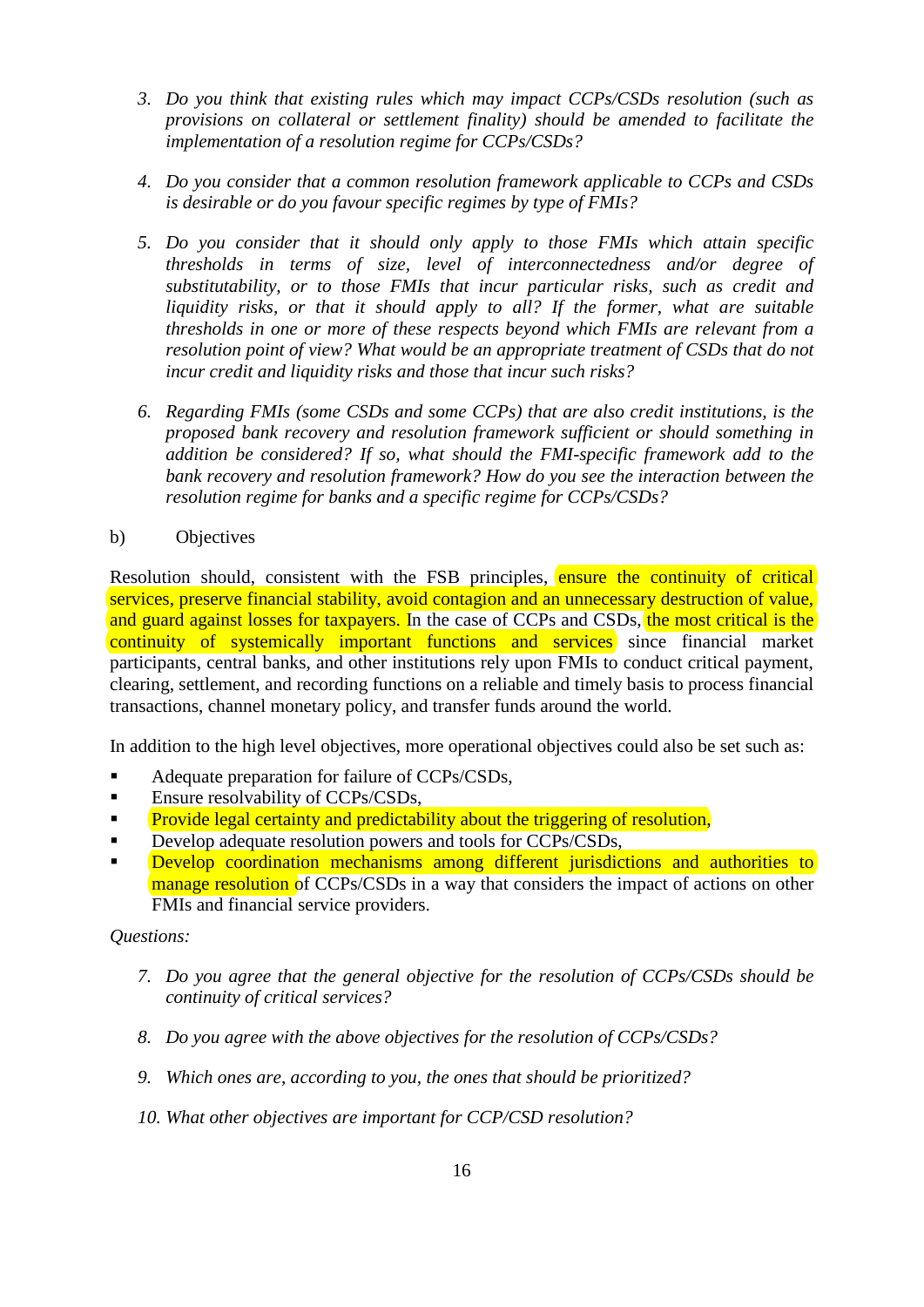3. *Do you think that existing rules which may impact CCPs/CSDs resolution (such as provisions on collateral or settlement finality) should be amended to facilitate the implementation of a resolution regime for CCPs/CSDs?*

4. *Do you consider that a common resolution framework applicable to CCPs and CSDs is desirable or do you favour specific regimes by type of FMIs?*

5. *Do you consider that it should only apply to those FMIs which attain specific thresholds in terms of size, level of interconnectedness and/or degree of substitutability, or to those FMIs that incur particular risks, such as credit and liquidity risks, or that it should apply to all? If the former, what are suitable thresholds in one or more of these respects beyond which FMIs are relevant from a resolution point of view? What would be an appropriate treatment of CSDs that do not incur credit and liquidity risks and those that incur such risks?*

6. *Regarding FMIs (some CSDs and some CCPs) that are also credit institutions, is the proposed bank recovery and resolution framework sufficient or should something in addition be considered? If so, what should the FMI-specific framework add to the bank recovery and resolution framework? How do you see the interaction between the resolution regime for banks and a specific regime for CCPs/CSDs?*

b) Objectives

Resolution should, consistent with the FSB principles, ensure the continuity of critical services, preserve financial stability, avoid contagion and an unnecessary destruction of value, and guard against losses for taxpayers. In the case of CCPs and CSDs, the most critical is the continuity of systemically important functions and services since financial market participants, central banks, and other institutions rely upon FMIs to conduct critical payment, clearing, settlement, and recording functions on a reliable and timely basis to process financial transactions, channel monetary policy, and transfer funds around the world.

In addition to the high level objectives, more operational objectives could also be set such as:

- Adequate preparation for failure of CCPs/CSDs,
- Ensure resolvability of CCPs/CSDs,
- Provide legal certainty and predictability about the triggering of resolution,
- Develop adequate resolution powers and tools for CCPs/CSDs,
- Develop coordination mechanisms among different jurisdictions and authorities to manage resolution of CCPs/CSDs in a way that considers the impact of actions on other FMIs and financial service providers.

*Questions:*

7. *Do you agree that the general objective for the resolution of CCPs/CSDs should be continuity of critical services?*

8. *Do you agree with the above objectives for the resolution of CCPs/CSDs?*

9. *Which ones are, according to you, the ones that should be prioritized?*

10. *What other objectives are important for CCP/CSD resolution?*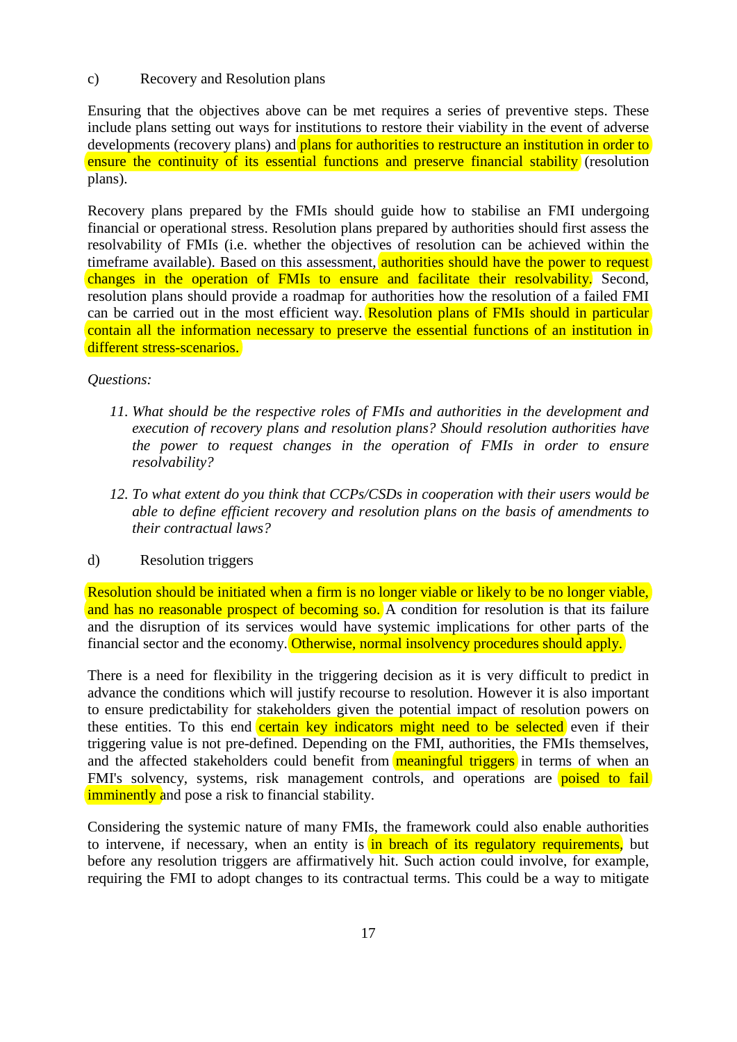c) Recovery and Resolution plans

Ensuring that the objectives above can be met requires a series of preventive steps. These include plans setting out ways for institutions to restore their viability in the event of adverse developments (recovery plans) and plans for authorities to restructure an institution in order to ensure the continuity of its essential functions and preserve financial stability (resolution plans).

Recovery plans prepared by the FMIs should guide how to stabilise an FMI undergoing financial or operational stress. Resolution plans prepared by authorities should first assess the resolvability of FMIs (i.e. whether the objectives of resolution can be achieved within the timeframe available). Based on this assessment, authorities should have the power to request changes in the operation of FMIs to ensure and facilitate their resolvability. Second, resolution plans should provide a roadmap for authorities how the resolution of a failed FMI can be carried out in the most efficient way. Resolution plans of FMIs should in particular contain all the information necessary to preserve the essential functions of an institution in different stress-scenarios.

*Questions:*

11. *What should be the respective roles of FMIs and authorities in the development and execution of recovery plans and resolution plans? Should resolution authorities have the power to request changes in the operation of FMIs in order to ensure resolvability?*

12. *To what extent do you think that CCPs/CSDs in cooperation with their users would be able to define efficient recovery and resolution plans on the basis of amendments to their contractual laws?*

d) Resolution triggers

Resolution should be initiated when a firm is no longer viable or likely to be no longer viable, and has no reasonable prospect of becoming so. A condition for resolution is that its failure and the disruption of its services would have systemic implications for other parts of the financial sector and the economy. Otherwise, normal insolvency procedures should apply.

There is a need for flexibility in the triggering decision as it is very difficult to predict in advance the conditions which will justify recourse to resolution. However it is also important to ensure predictability for stakeholders given the potential impact of resolution powers on these entities. To this end certain key indicators might need to be selected even if their triggering value is not pre-defined. Depending on the FMI, authorities, the FMIs themselves, and the affected stakeholders could benefit from meaningful triggers in terms of when an FMI's solvency, systems, risk management controls, and operations are poised to fail imminently and pose a risk to financial stability.

Considering the systemic nature of many FMIs, the framework could also enable authorities to intervene, if necessary, when an entity is in breach of its regulatory requirements, but before any resolution triggers are affirmatively hit. Such action could involve, for example, requiring the FMI to adopt changes to its contractual terms. This could be a way to mitigate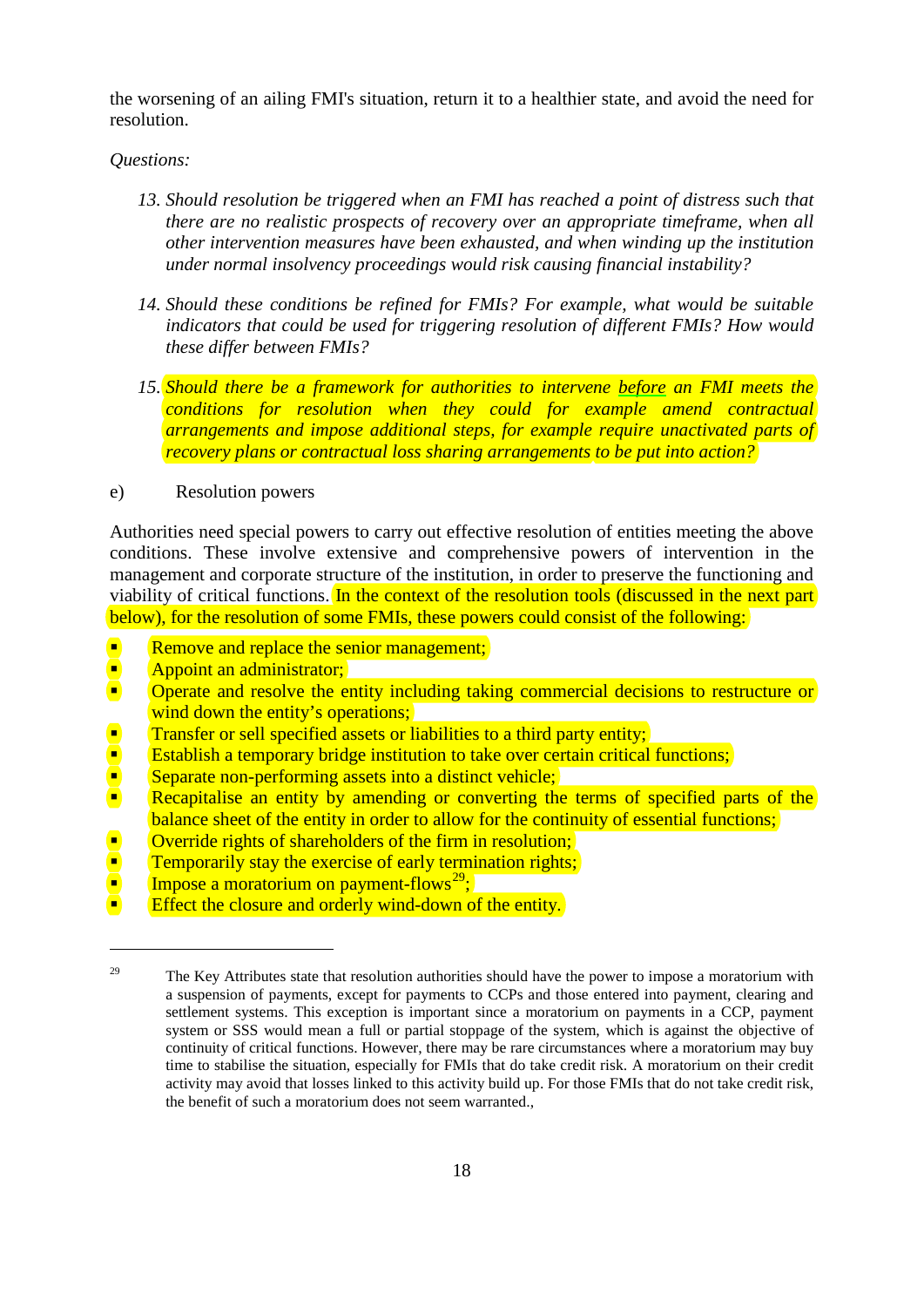the worsening of an ailing FMI's situation, return it to a healthier state, and avoid the need for resolution.

*Questions:*

13. *Should resolution be triggered when an FMI has reached a point of distress such that there are no realistic prospects of recovery over an appropriate timeframe, when all other intervention measures have been exhausted, and when winding up the institution under normal insolvency proceedings would risk causing financial instability?*

14. *Should these conditions be refined for FMIs? For example, what would be suitable indicators that could be used for triggering resolution of different FMIs? How would these differ between FMIs?*

15. *Should there be a framework for authorities to intervene before an FMI meets the conditions for resolution when they could for example amend contractual arrangements and impose additional steps, for example require unactivated parts of recovery plans or contractual loss sharing arrangements to be put into action?*

e) Resolution powers

Authorities need special powers to carry out effective resolution of entities meeting the above conditions. These involve extensive and comprehensive powers of intervention in the management and corporate structure of the institution, in order to preserve the functioning and viability of critical functions. In the context of the resolution tools (discussed in the next part below), for the resolution of some FMIs, these powers could consist of the following:

- Remove and replace the senior management;
- Appoint an administrator;
- Operate and resolve the entity including taking commercial decisions to restructure or wind down the entity's operations;
- Transfer or sell specified assets or liabilities to a third party entity;
- Establish a temporary bridge institution to take over certain critical functions;
- Separate non-performing assets into a distinct vehicle;
- Recapitalise an entity by amending or converting the terms of specified parts of the balance sheet of the entity in order to allow for the continuity of essential functions;
- Override rights of shareholders of the firm in resolution;
- Temporarily stay the exercise of early termination rights;
- Impose a moratorium on payment-flows[29];
- Effect the closure and orderly wind-down of the entity.

---

[29] The Key Attributes state that resolution authorities should have the power to impose a moratorium with a suspension of payments, except for payments to CCPs and those entered into payment, clearing and settlement systems. This exception is important since a moratorium on payments in a CCP, payment system or SSS would mean a full or partial stoppage of the system, which is against the objective of continuity of critical functions. However, there may be rare circumstances where a moratorium may buy time to stabilise the situation, especially for FMIs that do take credit risk. A moratorium on their credit activity may avoid that losses linked to this activity build up. For those FMIs that do not take credit risk, the benefit of such a moratorium does not seem warranted.,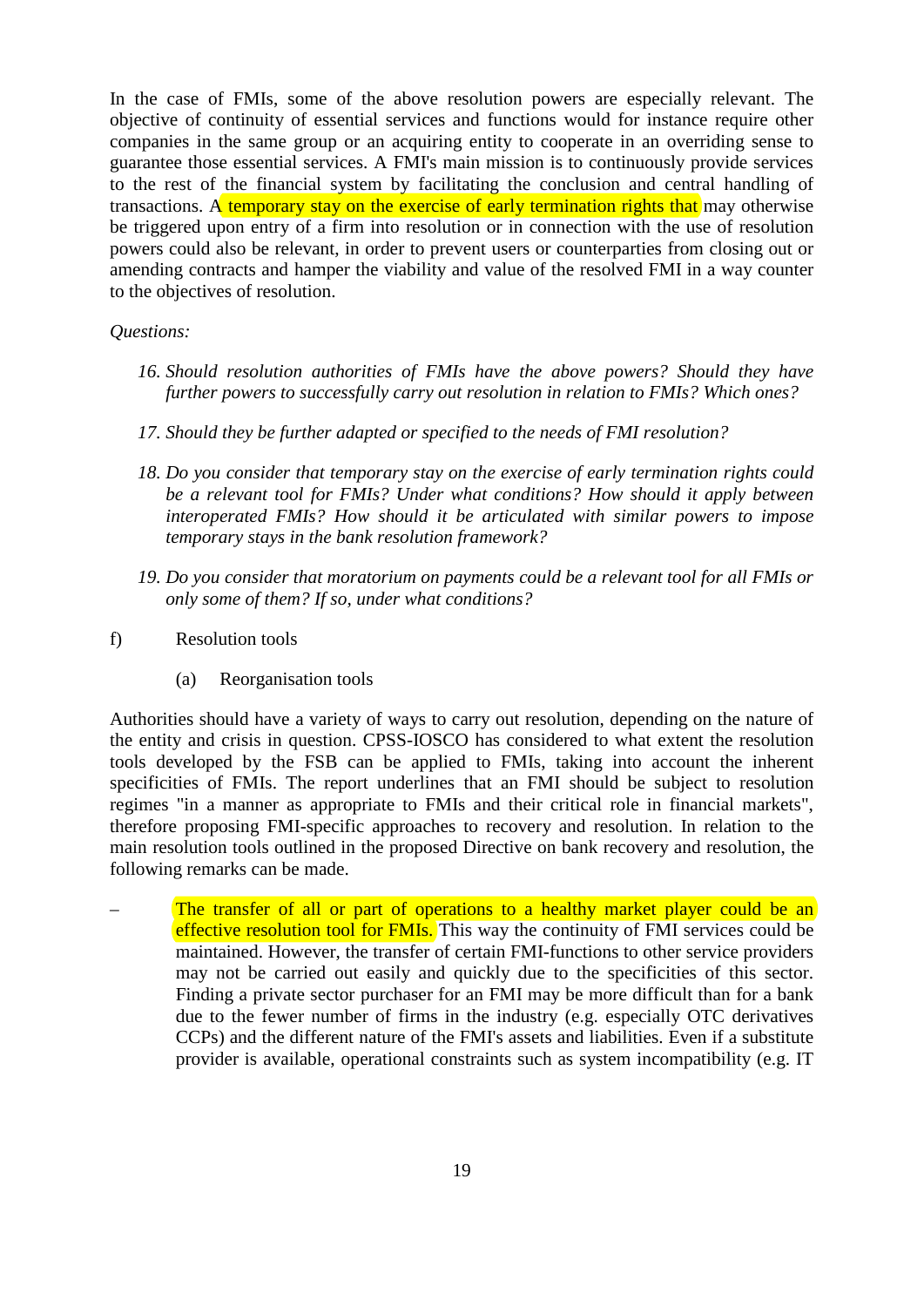In the case of FMIs, some of the above resolution powers are especially relevant. The objective of continuity of essential services and functions would for instance require other companies in the same group or an acquiring entity to cooperate in an overriding sense to guarantee those essential services. A FMI's main mission is to continuously provide services to the rest of the financial system by facilitating the conclusion and central handling of transactions. A temporary stay on the exercise of early termination rights that may otherwise be triggered upon entry of a firm into resolution or in connection with the use of resolution powers could also be relevant, in order to prevent users or counterparties from closing out or amending contracts and hamper the viability and value of the resolved FMI in a way counter to the objectives of resolution.

*Questions:*

16. *Should resolution authorities of FMIs have the above powers? Should they have further powers to successfully carry out resolution in relation to FMIs? Which ones?*

17. *Should they be further adapted or specified to the needs of FMI resolution?*

18. *Do you consider that temporary stay on the exercise of early termination rights could be a relevant tool for FMIs? Under what conditions? How should it apply between interoperated FMIs? How should it be articulated with similar powers to impose temporary stays in the bank resolution framework?*

19. *Do you consider that moratorium on payments could be a relevant tool for all FMIs or only some of them? If so, under what conditions?*

f) Resolution tools

(a) Reorganisation tools

Authorities should have a variety of ways to carry out resolution, depending on the nature of the entity and crisis in question. CPSS-IOSCO has considered to what extent the resolution tools developed by the FSB can be applied to FMIs, taking into account the inherent specificities of FMIs. The report underlines that an FMI should be subject to resolution regimes "in a manner as appropriate to FMIs and their critical role in financial markets", therefore proposing FMI-specific approaches to recovery and resolution. In relation to the main resolution tools outlined in the proposed Directive on bank recovery and resolution, the following remarks can be made.

– The transfer of all or part of operations to a healthy market player could be an effective resolution tool for FMIs. This way the continuity of FMI services could be maintained. However, the transfer of certain FMI-functions to other service providers may not be carried out easily and quickly due to the specificities of this sector. Finding a private sector purchaser for an FMI may be more difficult than for a bank due to the fewer number of firms in the industry (e.g. especially OTC derivatives CCPs) and the different nature of the FMI's assets and liabilities. Even if a substitute provider is available, operational constraints such as system incompatibility (e.g. IT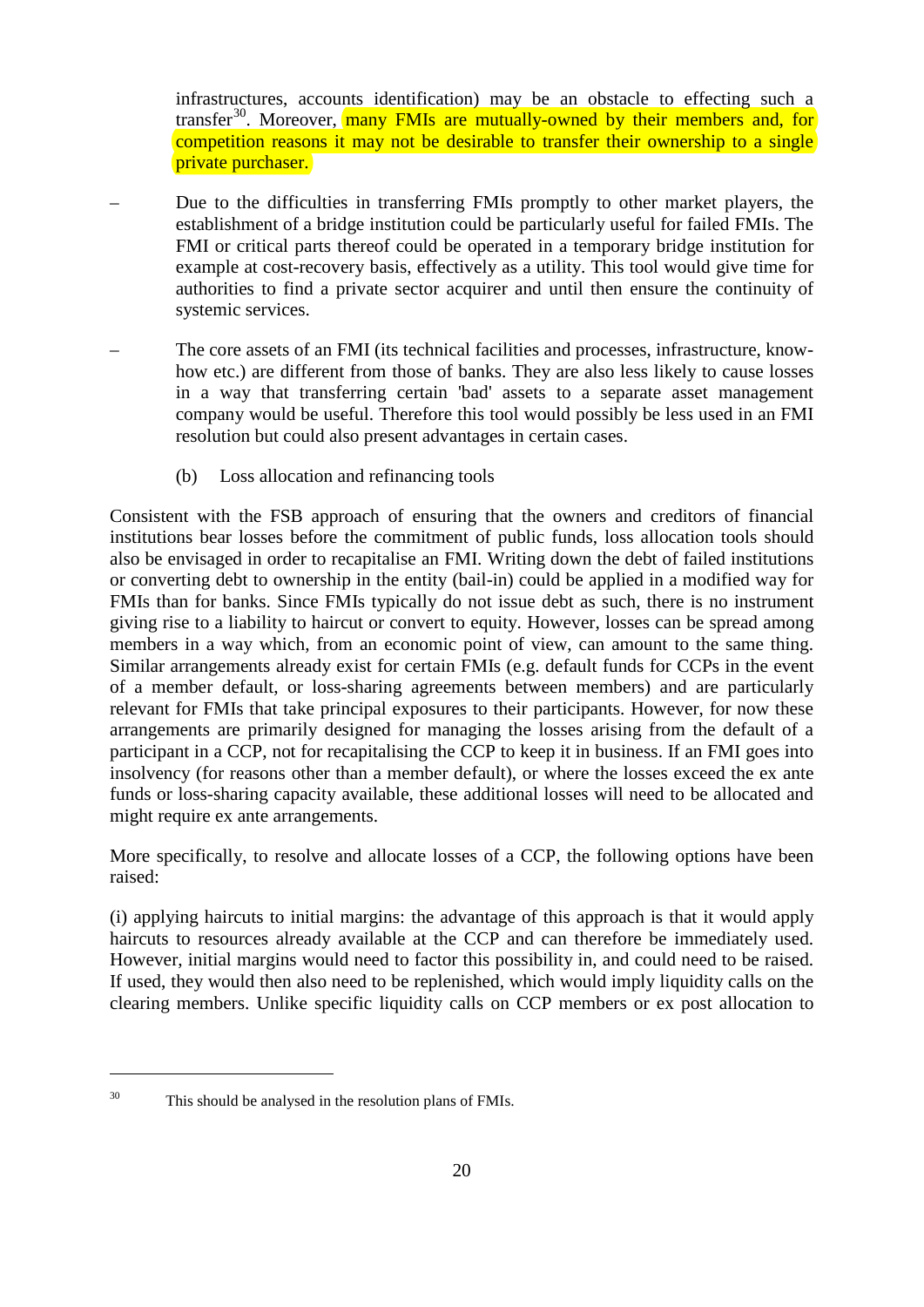infrastructures, accounts identification) may be an obstacle to effecting such a transfer[30]. Moreover, many FMIs are mutually-owned by their members and, for competition reasons it may not be desirable to transfer their ownership to a single private purchaser.

- Due to the difficulties in transferring FMIs promptly to other market players, the establishment of a bridge institution could be particularly useful for failed FMIs. The FMI or critical parts thereof could be operated in a temporary bridge institution for example at cost-recovery basis, effectively as a utility. This tool would give time for authorities to find a private sector acquirer and until then ensure the continuity of systemic services.

- The core assets of an FMI (its technical facilities and processes, infrastructure, know-how etc.) are different from those of banks. They are also less likely to cause losses in a way that transferring certain 'bad' assets to a separate asset management company would be useful. Therefore this tool would possibly be less used in an FMI resolution but could also present advantages in certain cases.

(b) Loss allocation and refinancing tools

Consistent with the FSB approach of ensuring that the owners and creditors of financial institutions bear losses before the commitment of public funds, loss allocation tools should also be envisaged in order to recapitalise an FMI. Writing down the debt of failed institutions or converting debt to ownership in the entity (bail-in) could be applied in a modified way for FMIs than for banks. Since FMIs typically do not issue debt as such, there is no instrument giving rise to a liability to haircut or convert to equity. However, losses can be spread among members in a way which, from an economic point of view, can amount to the same thing. Similar arrangements already exist for certain FMIs (e.g. default funds for CCPs in the event of a member default, or loss-sharing agreements between members) and are particularly relevant for FMIs that take principal exposures to their participants. However, for now these arrangements are primarily designed for managing the losses arising from the default of a participant in a CCP, not for recapitalising the CCP to keep it in business. If an FMI goes into insolvency (for reasons other than a member default), or where the losses exceed the ex ante funds or loss-sharing capacity available, these additional losses will need to be allocated and might require ex ante arrangements.

More specifically, to resolve and allocate losses of a CCP, the following options have been raised:

(i) applying haircuts to initial margins: the advantage of this approach is that it would apply haircuts to resources already available at the CCP and can therefore be immediately used. However, initial margins would need to factor this possibility in, and could need to be raised. If used, they would then also need to be replenished, which would imply liquidity calls on the clearing members. Unlike specific liquidity calls on CCP members or ex post allocation to

---

[30] This should be analysed in the resolution plans of FMIs.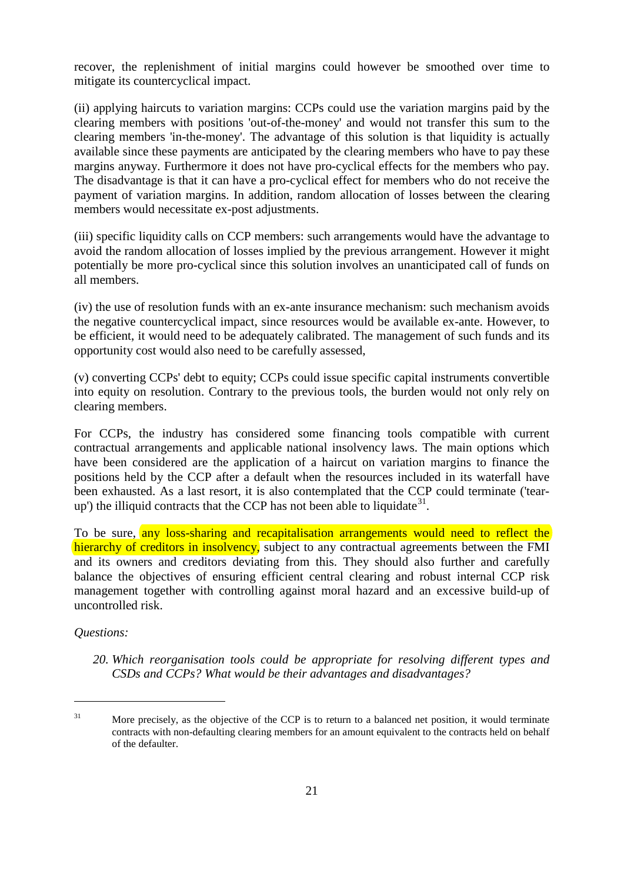recover, the replenishment of initial margins could however be smoothed over time to mitigate its countercyclical impact.

(ii) applying haircuts to variation margins: CCPs could use the variation margins paid by the clearing members with positions 'out-of-the-money' and would not transfer this sum to the clearing members 'in-the-money'. The advantage of this solution is that liquidity is actually available since these payments are anticipated by the clearing members who have to pay these margins anyway. Furthermore it does not have pro-cyclical effects for the members who pay. The disadvantage is that it can have a pro-cyclical effect for members who do not receive the payment of variation margins. In addition, random allocation of losses between the clearing members would necessitate ex-post adjustments.

(iii) specific liquidity calls on CCP members: such arrangements would have the advantage to avoid the random allocation of losses implied by the previous arrangement. However it might potentially be more pro-cyclical since this solution involves an unanticipated call of funds on all members.

(iv) the use of resolution funds with an ex-ante insurance mechanism: such mechanism avoids the negative countercyclical impact, since resources would be available ex-ante. However, to be efficient, it would need to be adequately calibrated. The management of such funds and its opportunity cost would also need to be carefully assessed,

(v) converting CCPs' debt to equity; CCPs could issue specific capital instruments convertible into equity on resolution. Contrary to the previous tools, the burden would not only rely on clearing members.

For CCPs, the industry has considered some financing tools compatible with current contractual arrangements and applicable national insolvency laws. The main options which have been considered are the application of a haircut on variation margins to finance the positions held by the CCP after a default when the resources included in its waterfall have been exhausted. As a last resort, it is also contemplated that the CCP could terminate ('tear-up') the illiquid contracts that the CCP has not been able to liquidate[31].

To be sure, any loss-sharing and recapitalisation arrangements would need to reflect the hierarchy of creditors in insolvency, subject to any contractual agreements between the FMI and its owners and creditors deviating from this. They should also further and carefully balance the objectives of ensuring efficient central clearing and robust internal CCP risk management together with controlling against moral hazard and an excessive build-up of uncontrolled risk.

*Questions:*

20. *Which reorganisation tools could be appropriate for resolving different types and CSDs and CCPs? What would be their advantages and disadvantages?*

---

[31] More precisely, as the objective of the CCP is to return to a balanced net position, it would terminate contracts with non-defaulting clearing members for an amount equivalent to the contracts held on behalf of the defaulter.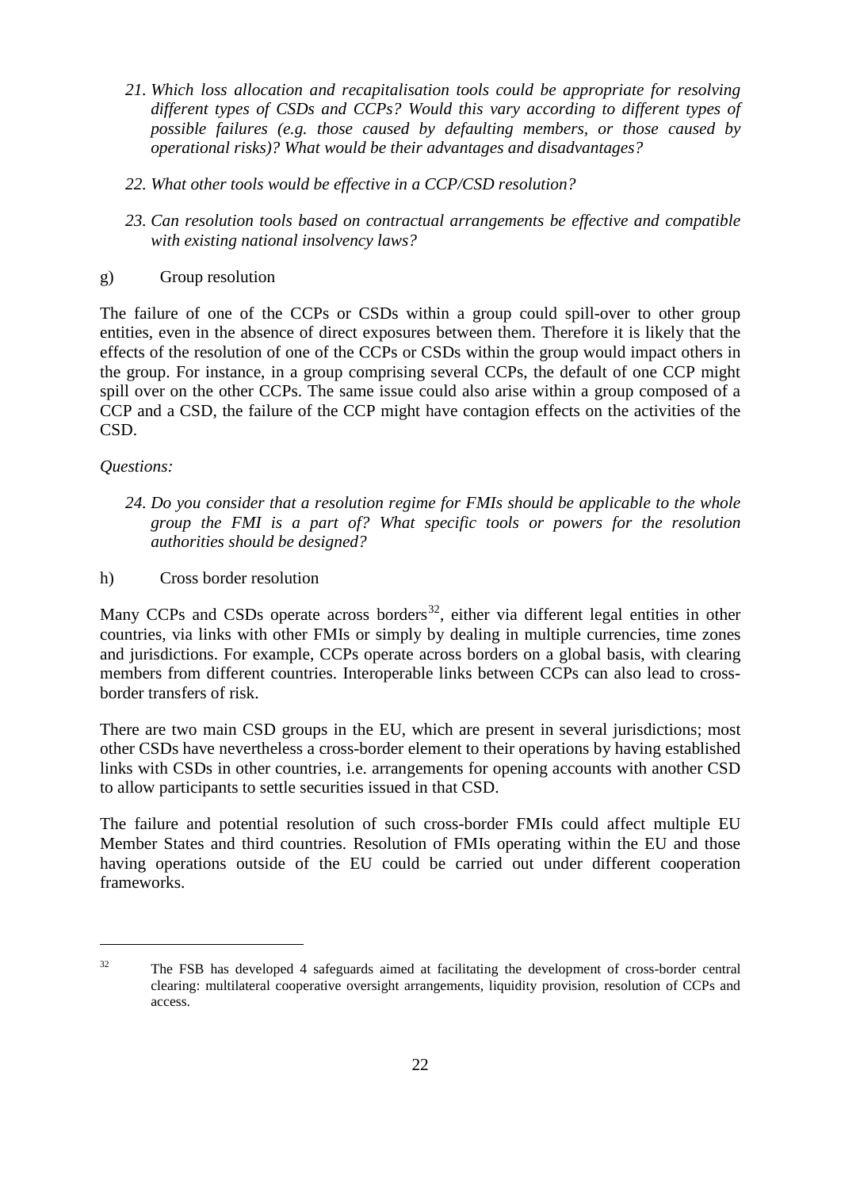21. *Which loss allocation and recapitalisation tools could be appropriate for resolving different types of CSDs and CCPs? Would this vary according to different types of possible failures (e.g. those caused by defaulting members, or those caused by operational risks)? What would be their advantages and disadvantages?*

22. *What other tools would be effective in a CCP/CSD resolution?*

23. *Can resolution tools based on contractual arrangements be effective and compatible with existing national insolvency laws?*

g) Group resolution

The failure of one of the CCPs or CSDs within a group could spill-over to other group entities, even in the absence of direct exposures between them. Therefore it is likely that the effects of the resolution of one of the CCPs or CSDs within the group would impact others in the group. For instance, in a group comprising several CCPs, the default of one CCP might spill over on the other CCPs. The same issue could also arise within a group composed of a CCP and a CSD, the failure of the CCP might have contagion effects on the activities of the CSD.

*Questions:*

24. *Do you consider that a resolution regime for FMIs should be applicable to the whole group the FMI is a part of? What specific tools or powers for the resolution authorities should be designed?*

h) Cross border resolution

Many CCPs and CSDs operate across borders[32], either via different legal entities in other countries, via links with other FMIs or simply by dealing in multiple currencies, time zones and jurisdictions. For example, CCPs operate across borders on a global basis, with clearing members from different countries. Interoperable links between CCPs can also lead to cross-border transfers of risk.

There are two main CSD groups in the EU, which are present in several jurisdictions; most other CSDs have nevertheless a cross-border element to their operations by having established links with CSDs in other countries, i.e. arrangements for opening accounts with another CSD to allow participants to settle securities issued in that CSD.

The failure and potential resolution of such cross-border FMIs could affect multiple EU Member States and third countries. Resolution of FMIs operating within the EU and those having operations outside of the EU could be carried out under different cooperation frameworks.

---

[32] The FSB has developed 4 safeguards aimed at facilitating the development of cross-border central clearing: multilateral cooperative oversight arrangements, liquidity provision, resolution of CCPs and access.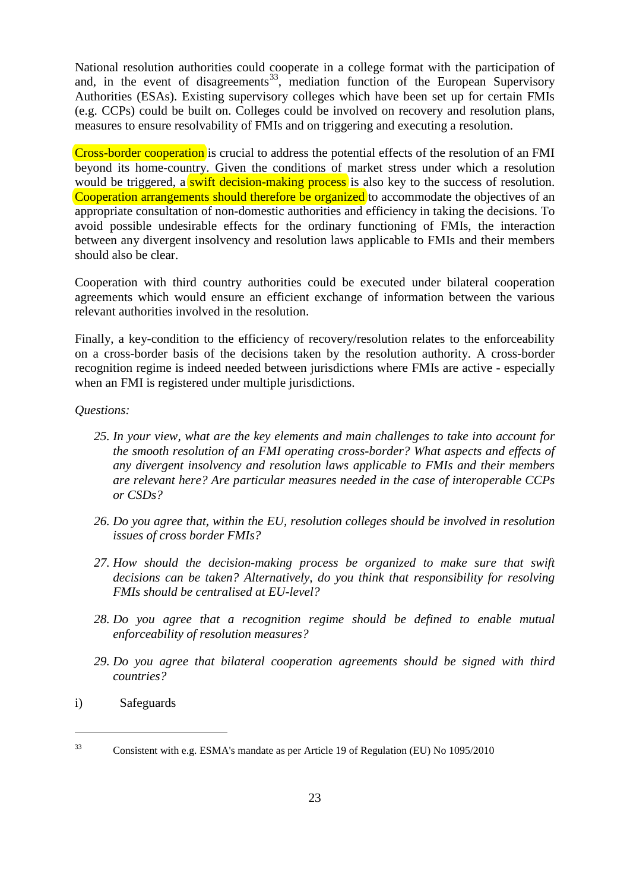National resolution authorities could cooperate in a college format with the participation of and, in the event of disagreements[33], mediation function of the European Supervisory Authorities (ESAs). Existing supervisory colleges which have been set up for certain FMIs (e.g. CCPs) could be built on. Colleges could be involved on recovery and resolution plans, measures to ensure resolvability of FMIs and on triggering and executing a resolution.

Cross-border cooperation is crucial to address the potential effects of the resolution of an FMI beyond its home-country. Given the conditions of market stress under which a resolution would be triggered, a swift decision-making process is also key to the success of resolution. Cooperation arrangements should therefore be organized to accommodate the objectives of an appropriate consultation of non-domestic authorities and efficiency in taking the decisions. To avoid possible undesirable effects for the ordinary functioning of FMIs, the interaction between any divergent insolvency and resolution laws applicable to FMIs and their members should also be clear.

Cooperation with third country authorities could be executed under bilateral cooperation agreements which would ensure an efficient exchange of information between the various relevant authorities involved in the resolution.

Finally, a key-condition to the efficiency of recovery/resolution relates to the enforceability on a cross-border basis of the decisions taken by the resolution authority. A cross-border recognition regime is indeed needed between jurisdictions where FMIs are active - especially when an FMI is registered under multiple jurisdictions.

*Questions:*

25. *In your view, what are the key elements and main challenges to take into account for the smooth resolution of an FMI operating cross-border? What aspects and effects of any divergent insolvency and resolution laws applicable to FMIs and their members are relevant here? Are particular measures needed in the case of interoperable CCPs or CSDs?*

26. *Do you agree that, within the EU, resolution colleges should be involved in resolution issues of cross border FMIs?*

27. *How should the decision-making process be organized to make sure that swift decisions can be taken? Alternatively, do you think that responsibility for resolving FMIs should be centralised at EU-level?*

28. *Do you agree that a recognition regime should be defined to enable mutual enforceability of resolution measures?*

29. *Do you agree that bilateral cooperation agreements should be signed with third countries?*

i) Safeguards

---

[33] Consistent with e.g. ESMA's mandate as per Article 19 of Regulation (EU) No 1095/2010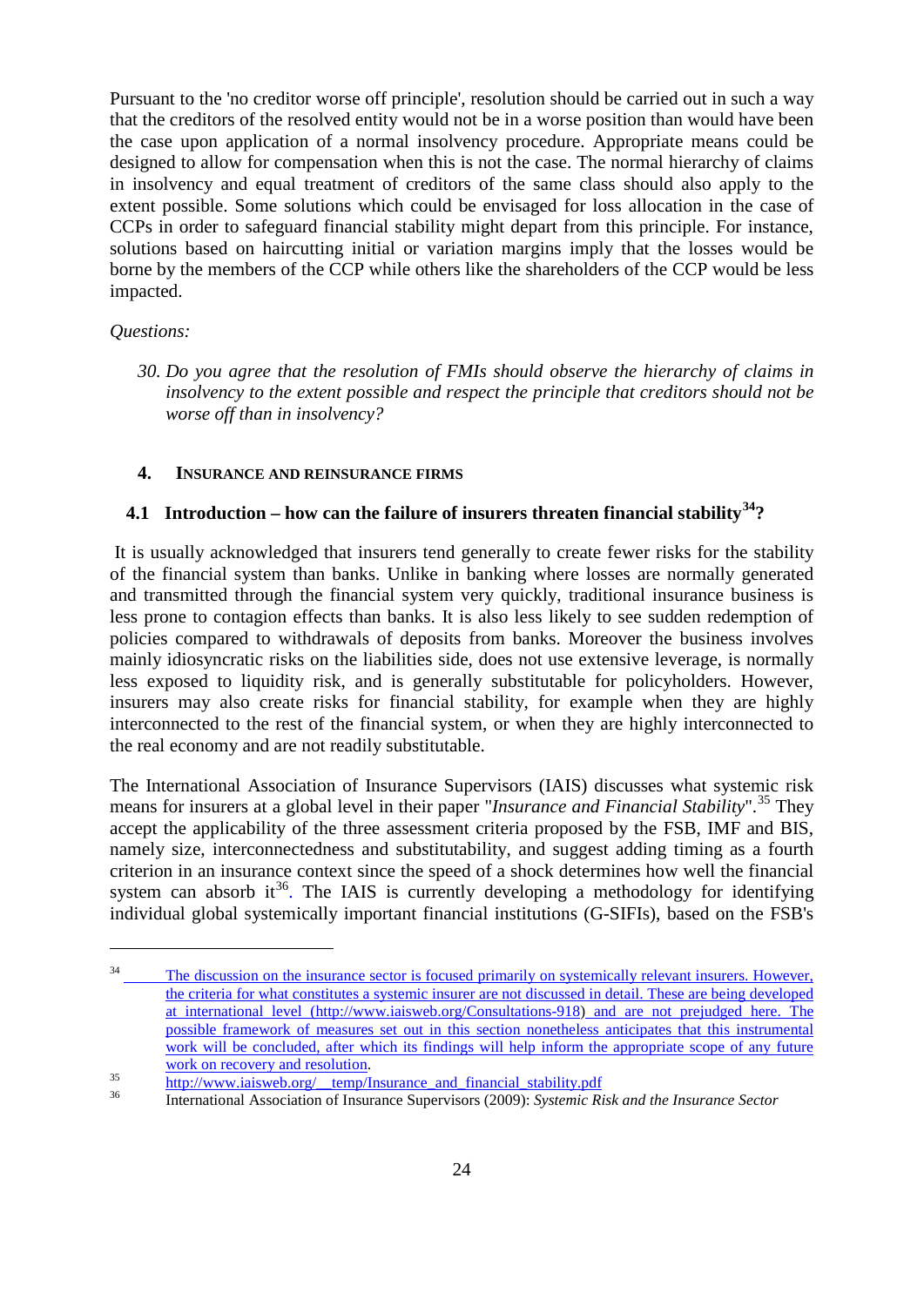Pursuant to the 'no creditor worse off principle', resolution should be carried out in such a way that the creditors of the resolved entity would not be in a worse position than would have been the case upon application of a normal insolvency procedure. Appropriate means could be designed to allow for compensation when this is not the case. The normal hierarchy of claims in insolvency and equal treatment of creditors of the same class should also apply to the extent possible. Some solutions which could be envisaged for loss allocation in the case of CCPs in order to safeguard financial stability might depart from this principle. For instance, solutions based on haircutting initial or variation margins imply that the losses would be borne by the members of the CCP while others like the shareholders of the CCP would be less impacted.

*Questions:*

30. *Do you agree that the resolution of FMIs should observe the hierarchy of claims in insolvency to the extent possible and respect the principle that creditors should not be worse off than in insolvency?*

## 4. INSURANCE AND REINSURANCE FIRMS

### 4.1 Introduction – how can the failure of insurers threaten financial stability[34]?

It is usually acknowledged that insurers tend generally to create fewer risks for the stability of the financial system than banks. Unlike in banking where losses are normally generated and transmitted through the financial system very quickly, traditional insurance business is less prone to contagion effects than banks. It is also less likely to see sudden redemption of policies compared to withdrawals of deposits from banks. Moreover the business involves mainly idiosyncratic risks on the liabilities side, does not use extensive leverage, is normally less exposed to liquidity risk, and is generally substitutable for policyholders. However, insurers may also create risks for financial stability, for example when they are highly interconnected to the rest of the financial system, or when they are highly interconnected to the real economy and are not readily substitutable.

The International Association of Insurance Supervisors (IAIS) discusses what systemic risk means for insurers at a global level in their paper "*Insurance and Financial Stability*".[35] They accept the applicability of the three assessment criteria proposed by the FSB, IMF and BIS, namely size, interconnectedness and substitutability, and suggest adding timing as a fourth criterion in an insurance context since the speed of a shock determines how well the financial system can absorb it[36]. The IAIS is currently developing a methodology for identifying individual global systemically important financial institutions (G-SIFIs), based on the FSB's

---

[34] The discussion on the insurance sector is focused primarily on systemically relevant insurers. However, the criteria for what constitutes a systemic insurer are not discussed in detail. These are being developed at international level (http://www.iaisweb.org/Consultations-918) and are not prejudged here. The possible framework of measures set out in this section nonetheless anticipates that this instrumental work will be concluded, after which its findings will help inform the appropriate scope of any future work on recovery and resolution.

[35] http://www.iaisweb.org/__temp/Insurance_and_financial_stability.pdf

[36] International Association of Insurance Supervisors (2009): *Systemic Risk and the Insurance Sector*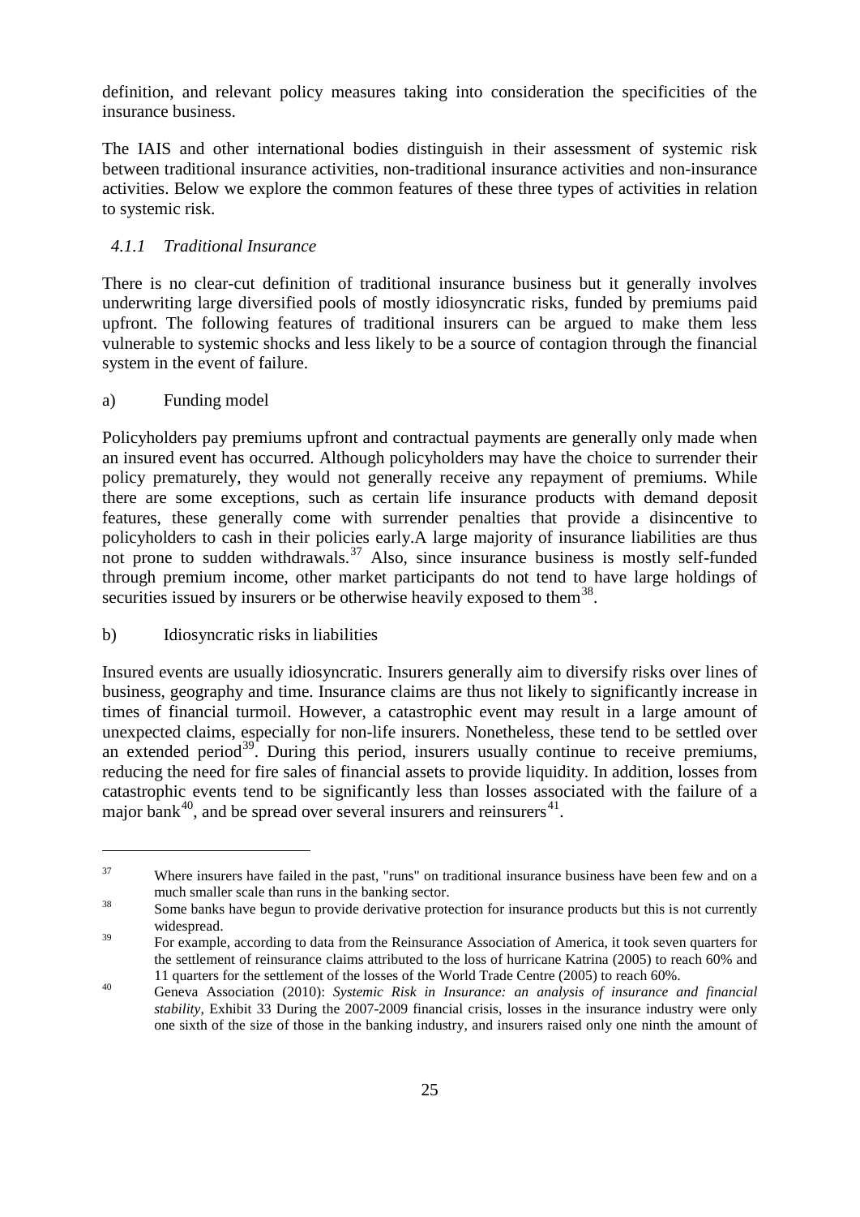definition, and relevant policy measures taking into consideration the specificities of the insurance business.

The IAIS and other international bodies distinguish in their assessment of systemic risk between traditional insurance activities, non-traditional insurance activities and non-insurance activities. Below we explore the common features of these three types of activities in relation to systemic risk.

### *4.1.1 Traditional Insurance*

There is no clear-cut definition of traditional insurance business but it generally involves underwriting large diversified pools of mostly idiosyncratic risks, funded by premiums paid upfront. The following features of traditional insurers can be argued to make them less vulnerable to systemic shocks and less likely to be a source of contagion through the financial system in the event of failure.

a) Funding model

Policyholders pay premiums upfront and contractual payments are generally only made when an insured event has occurred. Although policyholders may have the choice to surrender their policy prematurely, they would not generally receive any repayment of premiums. While there are some exceptions, such as certain life insurance products with demand deposit features, these generally come with surrender penalties that provide a disincentive to policyholders to cash in their policies early.A large majority of insurance liabilities are thus not prone to sudden withdrawals.[37] Also, since insurance business is mostly self-funded through premium income, other market participants do not tend to have large holdings of securities issued by insurers or be otherwise heavily exposed to them[38].

b) Idiosyncratic risks in liabilities

Insured events are usually idiosyncratic. Insurers generally aim to diversify risks over lines of business, geography and time. Insurance claims are thus not likely to significantly increase in times of financial turmoil. However, a catastrophic event may result in a large amount of unexpected claims, especially for non-life insurers. Nonetheless, these tend to be settled over an extended period[39]. During this period, insurers usually continue to receive premiums, reducing the need for fire sales of financial assets to provide liquidity. In addition, losses from catastrophic events tend to be significantly less than losses associated with the failure of a major bank[40], and be spread over several insurers and reinsurers[41].

---

[37] Where insurers have failed in the past, "runs" on traditional insurance business have been few and on a much smaller scale than runs in the banking sector.

[38] Some banks have begun to provide derivative protection for insurance products but this is not currently widespread.

[39] For example, according to data from the Reinsurance Association of America, it took seven quarters for the settlement of reinsurance claims attributed to the loss of hurricane Katrina (2005) to reach 60% and 11 quarters for the settlement of the losses of the World Trade Centre (2005) to reach 60%.

[40] Geneva Association (2010): *Systemic Risk in Insurance: an analysis of insurance and financial stability*, Exhibit 33 During the 2007-2009 financial crisis, losses in the insurance industry were only one sixth of the size of those in the banking industry, and insurers raised only one ninth the amount of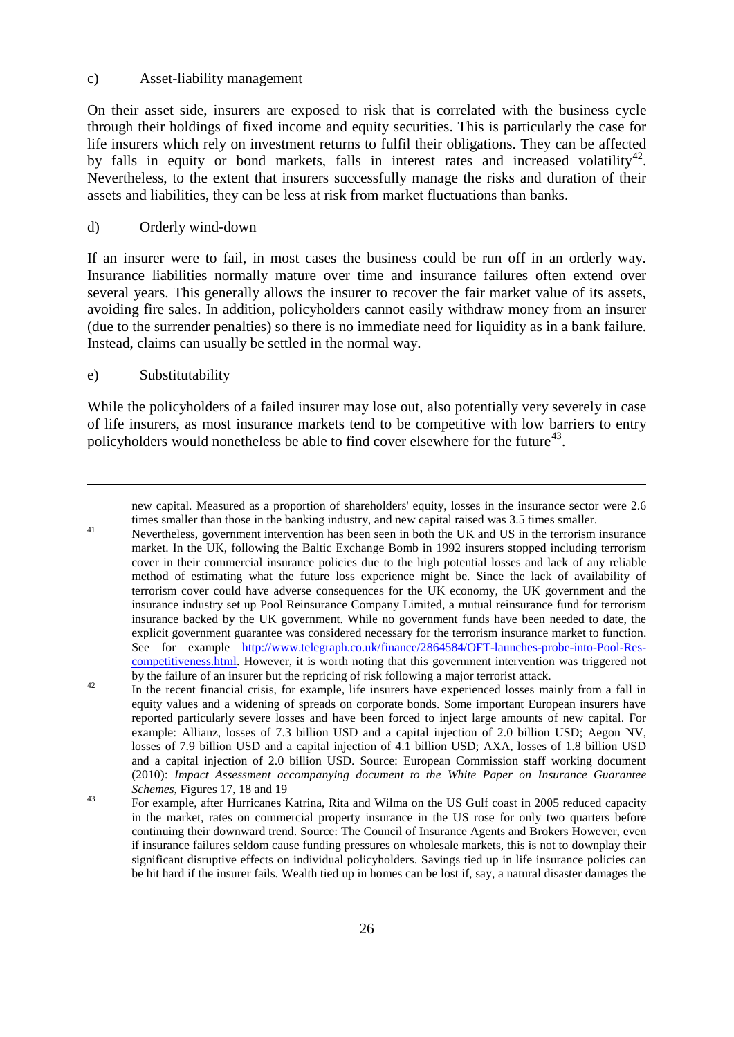c) Asset-liability management

On their asset side, insurers are exposed to risk that is correlated with the business cycle through their holdings of fixed income and equity securities. This is particularly the case for life insurers which rely on investment returns to fulfil their obligations. They can be affected by falls in equity or bond markets, falls in interest rates and increased volatility[42]. Nevertheless, to the extent that insurers successfully manage the risks and duration of their assets and liabilities, they can be less at risk from market fluctuations than banks.

d) Orderly wind-down

If an insurer were to fail, in most cases the business could be run off in an orderly way. Insurance liabilities normally mature over time and insurance failures often extend over several years. This generally allows the insurer to recover the fair market value of its assets, avoiding fire sales. In addition, policyholders cannot easily withdraw money from an insurer (due to the surrender penalties) so there is no immediate need for liquidity as in a bank failure. Instead, claims can usually be settled in the normal way.

e) Substitutability

While the policyholders of a failed insurer may lose out, also potentially very severely in case of life insurers, as most insurance markets tend to be competitive with low barriers to entry policyholders would nonetheless be able to find cover elsewhere for the future[43].

---

new capital. Measured as a proportion of shareholders' equity, losses in the insurance sector were 2.6 times smaller than those in the banking industry, and new capital raised was 3.5 times smaller.

[41] Nevertheless, government intervention has been seen in both the UK and US in the terrorism insurance market. In the UK, following the Baltic Exchange Bomb in 1992 insurers stopped including terrorism cover in their commercial insurance policies due to the high potential losses and lack of any reliable method of estimating what the future loss experience might be. Since the lack of availability of terrorism cover could have adverse consequences for the UK economy, the UK government and the insurance industry set up Pool Reinsurance Company Limited, a mutual reinsurance fund for terrorism insurance backed by the UK government. While no government funds have been needed to date, the explicit government guarantee was considered necessary for the terrorism insurance market to function. See for example [http://www.telegraph.co.uk/finance/2864584/OFT-launches-probe-into-Pool-Res-competitiveness.html](http://www.telegraph.co.uk/finance/2864584/OFT-launches-probe-into-Pool-Res-competitiveness.html). However, it is worth noting that this government intervention was triggered not by the failure of an insurer but the repricing of risk following a major terrorist attack.

[42] In the recent financial crisis, for example, life insurers have experienced losses mainly from a fall in equity values and a widening of spreads on corporate bonds. Some important European insurers have reported particularly severe losses and have been forced to inject large amounts of new capital. For example: Allianz, losses of 7.3 billion USD and a capital injection of 2.0 billion USD; Aegon NV, losses of 7.9 billion USD and a capital injection of 4.1 billion USD; AXA, losses of 1.8 billion USD and a capital injection of 2.0 billion USD. Source: European Commission staff working document (2010): *Impact Assessment accompanying document to the White Paper on Insurance Guarantee Schemes*, Figures 17, 18 and 19

[43] For example, after Hurricanes Katrina, Rita and Wilma on the US Gulf coast in 2005 reduced capacity in the market, rates on commercial property insurance in the US rose for only two quarters before continuing their downward trend. Source: The Council of Insurance Agents and Brokers However, even if insurance failures seldom cause funding pressures on wholesale markets, this is not to downplay their significant disruptive effects on individual policyholders. Savings tied up in life insurance policies can be hit hard if the insurer fails. Wealth tied up in homes can be lost if, say, a natural disaster damages the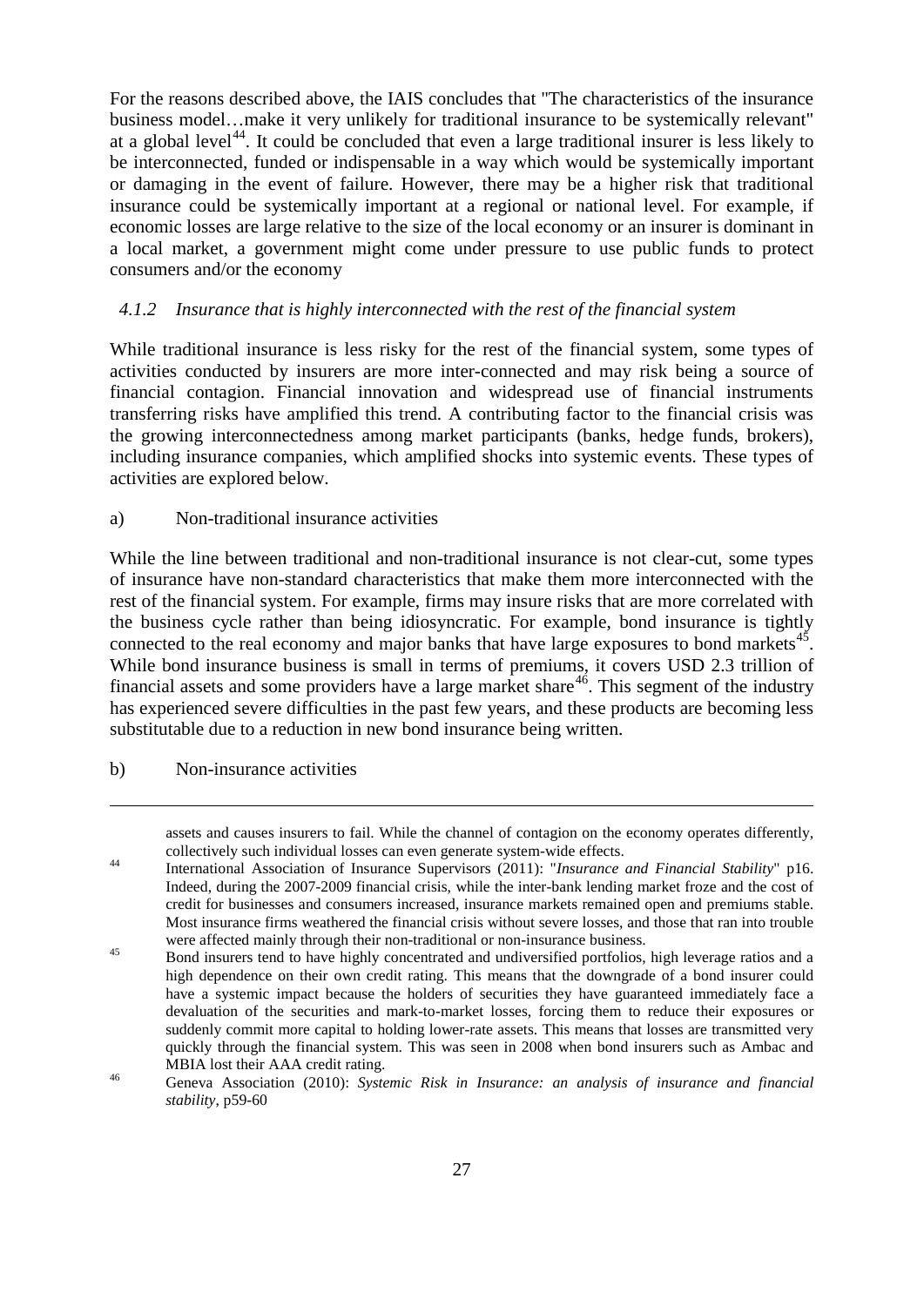For the reasons described above, the IAIS concludes that "The characteristics of the insurance business model…make it very unlikely for traditional insurance to be systemically relevant" at a global level[44]. It could be concluded that even a large traditional insurer is less likely to be interconnected, funded or indispensable in a way which would be systemically important or damaging in the event of failure. However, there may be a higher risk that traditional insurance could be systemically important at a regional or national level. For example, if economic losses are large relative to the size of the local economy or an insurer is dominant in a local market, a government might come under pressure to use public funds to protect consumers and/or the economy

### *4.1.2 Insurance that is highly interconnected with the rest of the financial system*

While traditional insurance is less risky for the rest of the financial system, some types of activities conducted by insurers are more inter-connected and may risk being a source of financial contagion. Financial innovation and widespread use of financial instruments transferring risks have amplified this trend. A contributing factor to the financial crisis was the growing interconnectedness among market participants (banks, hedge funds, brokers), including insurance companies, which amplified shocks into systemic events. These types of activities are explored below.

a) Non-traditional insurance activities

While the line between traditional and non-traditional insurance is not clear-cut, some types of insurance have non-standard characteristics that make them more interconnected with the rest of the financial system. For example, firms may insure risks that are more correlated with the business cycle rather than being idiosyncratic. For example, bond insurance is tightly connected to the real economy and major banks that have large exposures to bond markets[45]. While bond insurance business is small in terms of premiums, it covers USD 2.3 trillion of financial assets and some providers have a large market share[46]. This segment of the industry has experienced severe difficulties in the past few years, and these products are becoming less substitutable due to a reduction in new bond insurance being written.

b) Non-insurance activities

---

assets and causes insurers to fail. While the channel of contagion on the economy operates differently, collectively such individual losses can even generate system-wide effects.

[44] International Association of Insurance Supervisors (2011): "*Insurance and Financial Stability*" p16. Indeed, during the 2007-2009 financial crisis, while the inter-bank lending market froze and the cost of credit for businesses and consumers increased, insurance markets remained open and premiums stable. Most insurance firms weathered the financial crisis without severe losses, and those that ran into trouble were affected mainly through their non-traditional or non-insurance business.

[45] Bond insurers tend to have highly concentrated and undiversified portfolios, high leverage ratios and a high dependence on their own credit rating. This means that the downgrade of a bond insurer could have a systemic impact because the holders of securities they have guaranteed immediately face a devaluation of the securities and mark-to-market losses, forcing them to reduce their exposures or suddenly commit more capital to holding lower-rate assets. This means that losses are transmitted very quickly through the financial system. This was seen in 2008 when bond insurers such as Ambac and MBIA lost their AAA credit rating.

[46] Geneva Association (2010): *Systemic Risk in Insurance: an analysis of insurance and financial stability*, p59-60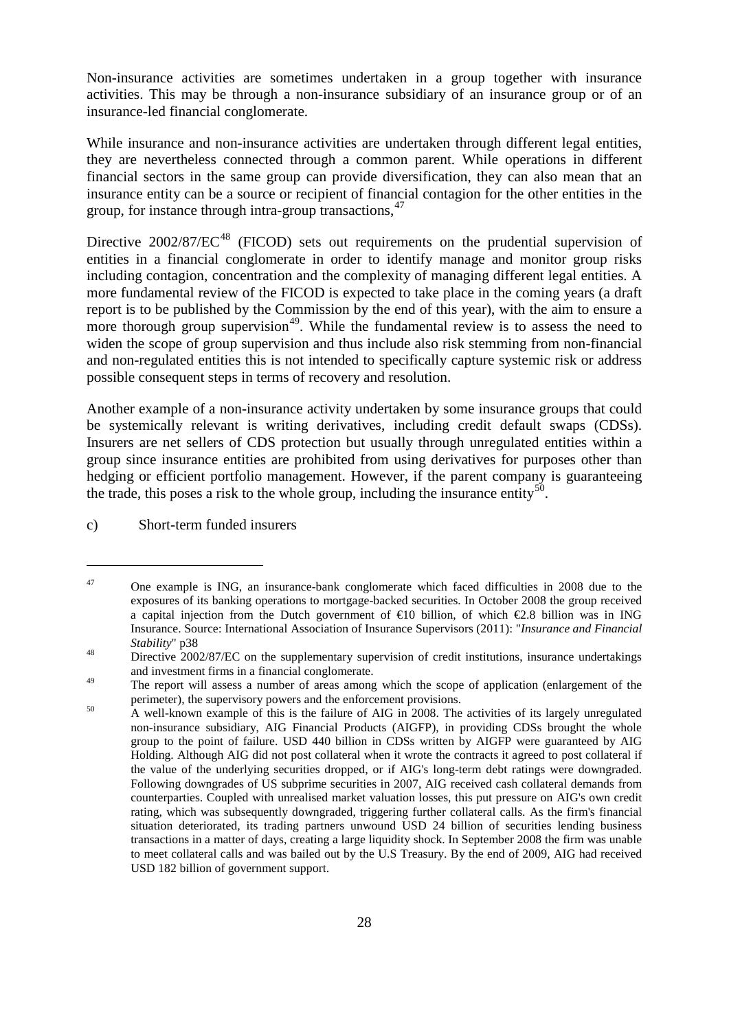Non-insurance activities are sometimes undertaken in a group together with insurance activities. This may be through a non-insurance subsidiary of an insurance group or of an insurance-led financial conglomerate.

While insurance and non-insurance activities are undertaken through different legal entities, they are nevertheless connected through a common parent. While operations in different financial sectors in the same group can provide diversification, they can also mean that an insurance entity can be a source or recipient of financial contagion for the other entities in the group, for instance through intra-group transactions,[47]

Directive 2002/87/EC[48] (FICOD) sets out requirements on the prudential supervision of entities in a financial conglomerate in order to identify manage and monitor group risks including contagion, concentration and the complexity of managing different legal entities. A more fundamental review of the FICOD is expected to take place in the coming years (a draft report is to be published by the Commission by the end of this year), with the aim to ensure a more thorough group supervision[49]. While the fundamental review is to assess the need to widen the scope of group supervision and thus include also risk stemming from non-financial and non-regulated entities this is not intended to specifically capture systemic risk or address possible consequent steps in terms of recovery and resolution.

Another example of a non-insurance activity undertaken by some insurance groups that could be systemically relevant is writing derivatives, including credit default swaps (CDSs). Insurers are net sellers of CDS protection but usually through unregulated entities within a group since insurance entities are prohibited from using derivatives for purposes other than hedging or efficient portfolio management. However, if the parent company is guaranteeing the trade, this poses a risk to the whole group, including the insurance entity[50].

c) Short-term funded insurers

---

[47] One example is ING, an insurance-bank conglomerate which faced difficulties in 2008 due to the exposures of its banking operations to mortgage-backed securities. In October 2008 the group received a capital injection from the Dutch government of €10 billion, of which €2.8 billion was in ING Insurance. Source: International Association of Insurance Supervisors (2011): "*Insurance and Financial Stability*" p38

[48] Directive 2002/87/EC on the supplementary supervision of credit institutions, insurance undertakings and investment firms in a financial conglomerate.

[49] The report will assess a number of areas among which the scope of application (enlargement of the perimeter), the supervisory powers and the enforcement provisions.

[50] A well-known example of this is the failure of AIG in 2008. The activities of its largely unregulated non-insurance subsidiary, AIG Financial Products (AIGFP), in providing CDSs brought the whole group to the point of failure. USD 440 billion in CDSs written by AIGFP were guaranteed by AIG Holding. Although AIG did not post collateral when it wrote the contracts it agreed to post collateral if the value of the underlying securities dropped, or if AIG's long-term debt ratings were downgraded. Following downgrades of US subprime securities in 2007, AIG received cash collateral demands from counterparties. Coupled with unrealised market valuation losses, this put pressure on AIG's own credit rating, which was subsequently downgraded, triggering further collateral calls. As the firm's financial situation deteriorated, its trading partners unwound USD 24 billion of securities lending business transactions in a matter of days, creating a large liquidity shock. In September 2008 the firm was unable to meet collateral calls and was bailed out by the U.S Treasury. By the end of 2009, AIG had received USD 182 billion of government support.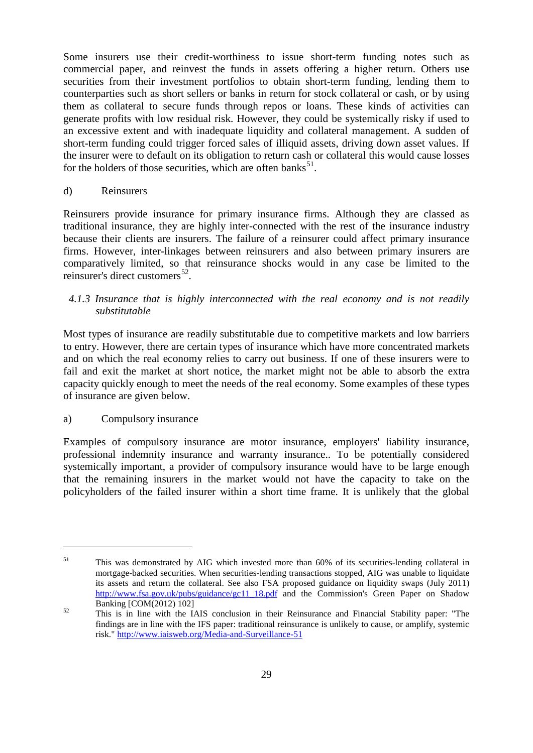Some insurers use their credit-worthiness to issue short-term funding notes such as commercial paper, and reinvest the funds in assets offering a higher return. Others use securities from their investment portfolios to obtain short-term funding, lending them to counterparties such as short sellers or banks in return for stock collateral or cash, or by using them as collateral to secure funds through repos or loans. These kinds of activities can generate profits with low residual risk. However, they could be systemically risky if used to an excessive extent and with inadequate liquidity and collateral management. A sudden of short-term funding could trigger forced sales of illiquid assets, driving down asset values. If the insurer were to default on its obligation to return cash or collateral this would cause losses for the holders of those securities, which are often banks[51].

d) Reinsurers

Reinsurers provide insurance for primary insurance firms. Although they are classed as traditional insurance, they are highly inter-connected with the rest of the insurance industry because their clients are insurers. The failure of a reinsurer could affect primary insurance firms. However, inter-linkages between reinsurers and also between primary insurers are comparatively limited, so that reinsurance shocks would in any case be limited to the reinsurer's direct customers[52].

### *4.1.3 Insurance that is highly interconnected with the real economy and is not readily substitutable*

Most types of insurance are readily substitutable due to competitive markets and low barriers to entry. However, there are certain types of insurance which have more concentrated markets and on which the real economy relies to carry out business. If one of these insurers were to fail and exit the market at short notice, the market might not be able to absorb the extra capacity quickly enough to meet the needs of the real economy. Some examples of these types of insurance are given below.

a) Compulsory insurance

Examples of compulsory insurance are motor insurance, employers' liability insurance, professional indemnity insurance and warranty insurance.. To be potentially considered systemically important, a provider of compulsory insurance would have to be large enough that the remaining insurers in the market would not have the capacity to take on the policyholders of the failed insurer within a short time frame. It is unlikely that the global

---

[51] This was demonstrated by AIG which invested more than 60% of its securities-lending collateral in mortgage-backed securities. When securities-lending transactions stopped, AIG was unable to liquidate its assets and return the collateral. See also FSA proposed guidance on liquidity swaps (July 2011) http://www.fsa.gov.uk/pubs/guidance/gc11_18.pdf and the Commission's Green Paper on Shadow Banking [COM(2012) 102]

[52] This is in line with the IAIS conclusion in their Reinsurance and Financial Stability paper: "The findings are in line with the IFS paper: traditional reinsurance is unlikely to cause, or amplify, systemic risk." http://www.iaisweb.org/Media-and-Surveillance-51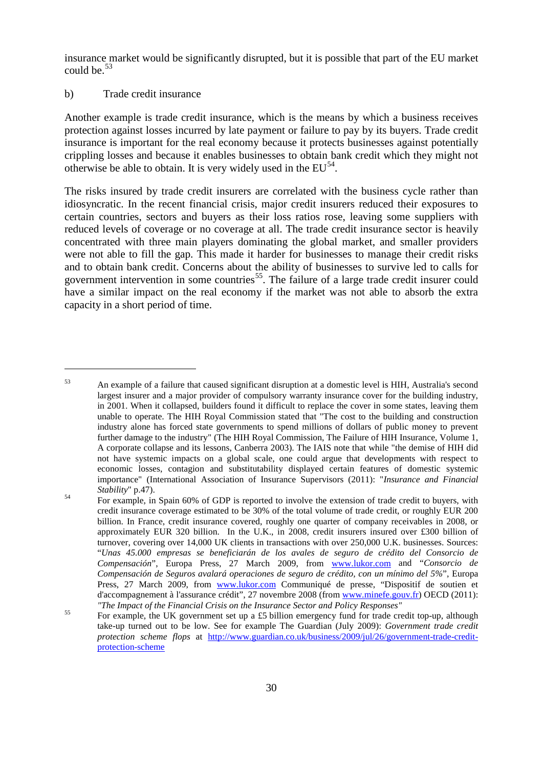insurance market would be significantly disrupted, but it is possible that part of the EU market could be.[53]

b) Trade credit insurance

Another example is trade credit insurance, which is the means by which a business receives protection against losses incurred by late payment or failure to pay by its buyers. Trade credit insurance is important for the real economy because it protects businesses against potentially crippling losses and because it enables businesses to obtain bank credit which they might not otherwise be able to obtain. It is very widely used in the EU[54].

The risks insured by trade credit insurers are correlated with the business cycle rather than idiosyncratic. In the recent financial crisis, major credit insurers reduced their exposures to certain countries, sectors and buyers as their loss ratios rose, leaving some suppliers with reduced levels of coverage or no coverage at all. The trade credit insurance sector is heavily concentrated with three main players dominating the global market, and smaller providers were not able to fill the gap. This made it harder for businesses to manage their credit risks and to obtain bank credit. Concerns about the ability of businesses to survive led to calls for government intervention in some countries[55]. The failure of a large trade credit insurer could have a similar impact on the real economy if the market was not able to absorb the extra capacity in a short period of time.

---

[53] An example of a failure that caused significant disruption at a domestic level is HIH, Australia's second largest insurer and a major provider of compulsory warranty insurance cover for the building industry, in 2001. When it collapsed, builders found it difficult to replace the cover in some states, leaving them unable to operate. The HIH Royal Commission stated that "The cost to the building and construction industry alone has forced state governments to spend millions of dollars of public money to prevent further damage to the industry" (The HIH Royal Commission, The Failure of HIH Insurance, Volume 1, A corporate collapse and its lessons, Canberra 2003). The IAIS note that while "the demise of HIH did not have systemic impacts on a global scale, one could argue that developments with respect to economic losses, contagion and substitutability displayed certain features of domestic systemic importance" (International Association of Insurance Supervisors (2011): "*Insurance and Financial Stability*" p.47).

[54] For example, in Spain 60% of GDP is reported to involve the extension of trade credit to buyers, with credit insurance coverage estimated to be 30% of the total volume of trade credit, or roughly EUR 200 billion. In France, credit insurance covered, roughly one quarter of company receivables in 2008, or approximately EUR 320 billion. In the U.K., in 2008, credit insurers insured over £300 billion of turnover, covering over 14,000 UK clients in transactions with over 250,000 U.K. businesses. Sources: "*Unas 45.000 empresas se beneficiarán de los avales de seguro de crédito del Consorcio de Compensación*", Europa Press, 27 March 2009, from www.lukor.com and "*Consorcio de Compensación de Seguros avalará operaciones de seguro de crédito, con un mínimo del 5%*", Europa Press, 27 March 2009, from www.lukor.com Communiqué de presse, "Dispositif de soutien et d'accompagnement à l'assurance crédit", 27 novembre 2008 (from www.minefe.gouv.fr) OECD (2011): *"The Impact of the Financial Crisis on the Insurance Sector and Policy Responses"*

[55] For example, the UK government set up a £5 billion emergency fund for trade credit top-up, although take-up turned out to be low. See for example The Guardian (July 2009): *Government trade credit protection scheme flops* at http://www.guardian.co.uk/business/2009/jul/26/government-trade-credit-protection-scheme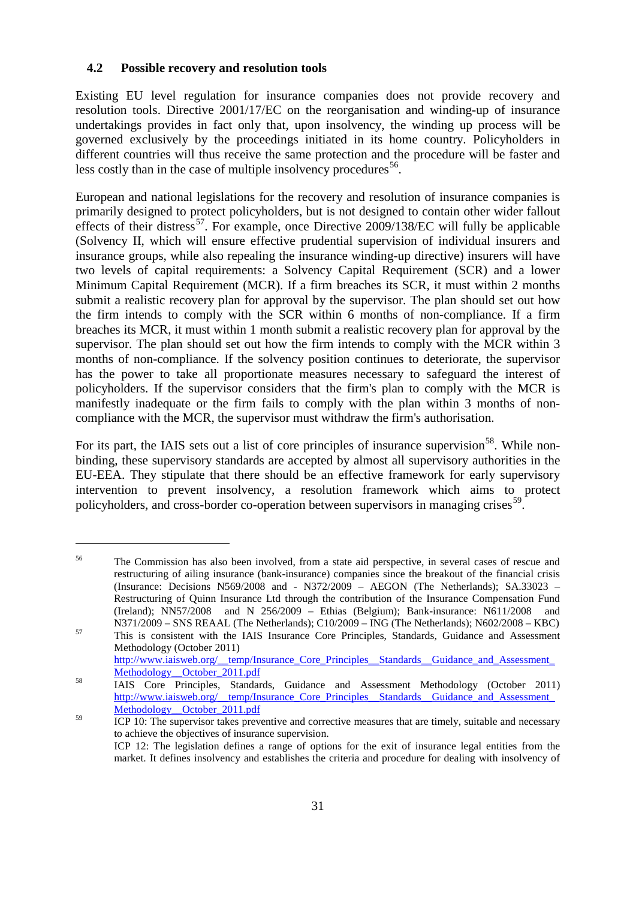### 4.2 Possible recovery and resolution tools

Existing EU level regulation for insurance companies does not provide recovery and resolution tools. Directive 2001/17/EC on the reorganisation and winding-up of insurance undertakings provides in fact only that, upon insolvency, the winding up process will be governed exclusively by the proceedings initiated in its home country. Policyholders in different countries will thus receive the same protection and the procedure will be faster and less costly than in the case of multiple insolvency procedures[56].

European and national legislations for the recovery and resolution of insurance companies is primarily designed to protect policyholders, but is not designed to contain other wider fallout effects of their distress[57]. For example, once Directive 2009/138/EC will fully be applicable (Solvency II, which will ensure effective prudential supervision of individual insurers and insurance groups, while also repealing the insurance winding-up directive) insurers will have two levels of capital requirements: a Solvency Capital Requirement (SCR) and a lower Minimum Capital Requirement (MCR). If a firm breaches its SCR, it must within 2 months submit a realistic recovery plan for approval by the supervisor. The plan should set out how the firm intends to comply with the SCR within 6 months of non-compliance. If a firm breaches its MCR, it must within 1 month submit a realistic recovery plan for approval by the supervisor. The plan should set out how the firm intends to comply with the MCR within 3 months of non-compliance. If the solvency position continues to deteriorate, the supervisor has the power to take all proportionate measures necessary to safeguard the interest of policyholders. If the supervisor considers that the firm's plan to comply with the MCR is manifestly inadequate or the firm fails to comply with the plan within 3 months of non-compliance with the MCR, the supervisor must withdraw the firm's authorisation.

For its part, the IAIS sets out a list of core principles of insurance supervision[58]. While non-binding, these supervisory standards are accepted by almost all supervisory authorities in the EU-EEA. They stipulate that there should be an effective framework for early supervisory intervention to prevent insolvency, a resolution framework which aims to protect policyholders, and cross-border co-operation between supervisors in managing crises[59].

---

[56] The Commission has also been involved, from a state aid perspective, in several cases of rescue and restructuring of ailing insurance (bank-insurance) companies since the breakout of the financial crisis (Insurance: Decisions N569/2008 and - N372/2009 – AEGON (The Netherlands); SA.33023 – Restructuring of Quinn Insurance Ltd through the contribution of the Insurance Compensation Fund (Ireland); NN57/2008 and N 256/2009 – Ethias (Belgium); Bank-insurance: N611/2008 and N371/2009 – SNS REAAL (The Netherlands); C10/2009 – ING (The Netherlands); N602/2008 – KBC)

[57] This is consistent with the IAIS Insurance Core Principles, Standards, Guidance and Assessment Methodology (October 2011) http://www.iaisweb.org/__temp/Insurance_Core_Principles__Standards__Guidance_and_Assessment_Methodology__October_2011.pdf

[58] IAIS Core Principles, Standards, Guidance and Assessment Methodology (October 2011) http://www.iaisweb.org/__temp/Insurance_Core_Principles__Standards__Guidance_and_Assessment_Methodology__October_2011.pdf

[59] ICP 10: The supervisor takes preventive and corrective measures that are timely, suitable and necessary to achieve the objectives of insurance supervision.
ICP 12: The legislation defines a range of options for the exit of insurance legal entities from the market. It defines insolvency and establishes the criteria and procedure for dealing with insolvency of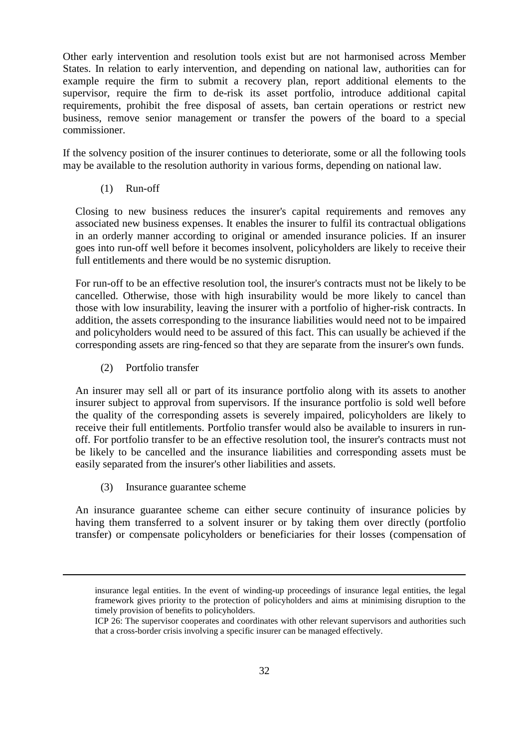Other early intervention and resolution tools exist but are not harmonised across Member States. In relation to early intervention, and depending on national law, authorities can for example require the firm to submit a recovery plan, report additional elements to the supervisor, require the firm to de-risk its asset portfolio, introduce additional capital requirements, prohibit the free disposal of assets, ban certain operations or restrict new business, remove senior management or transfer the powers of the board to a special commissioner.

If the solvency position of the insurer continues to deteriorate, some or all the following tools may be available to the resolution authority in various forms, depending on national law.

(1) Run-off

Closing to new business reduces the insurer's capital requirements and removes any associated new business expenses. It enables the insurer to fulfil its contractual obligations in an orderly manner according to original or amended insurance policies. If an insurer goes into run-off well before it becomes insolvent, policyholders are likely to receive their full entitlements and there would be no systemic disruption.

For run-off to be an effective resolution tool, the insurer's contracts must not be likely to be cancelled. Otherwise, those with high insurability would be more likely to cancel than those with low insurability, leaving the insurer with a portfolio of higher-risk contracts. In addition, the assets corresponding to the insurance liabilities would need not to be impaired and policyholders would need to be assured of this fact. This can usually be achieved if the corresponding assets are ring-fenced so that they are separate from the insurer's own funds.

(2) Portfolio transfer

An insurer may sell all or part of its insurance portfolio along with its assets to another insurer subject to approval from supervisors. If the insurance portfolio is sold well before the quality of the corresponding assets is severely impaired, policyholders are likely to receive their full entitlements. Portfolio transfer would also be available to insurers in run-off. For portfolio transfer to be an effective resolution tool, the insurer's contracts must not be likely to be cancelled and the insurance liabilities and corresponding assets must be easily separated from the insurer's other liabilities and assets.

(3) Insurance guarantee scheme

An insurance guarantee scheme can either secure continuity of insurance policies by having them transferred to a solvent insurer or by taking them over directly (portfolio transfer) or compensate policyholders or beneficiaries for their losses (compensation of

---

insurance legal entities. In the event of winding-up proceedings of insurance legal entities, the legal framework gives priority to the protection of policyholders and aims at minimising disruption to the timely provision of benefits to policyholders.

ICP 26: The supervisor cooperates and coordinates with other relevant supervisors and authorities such that a cross-border crisis involving a specific insurer can be managed effectively.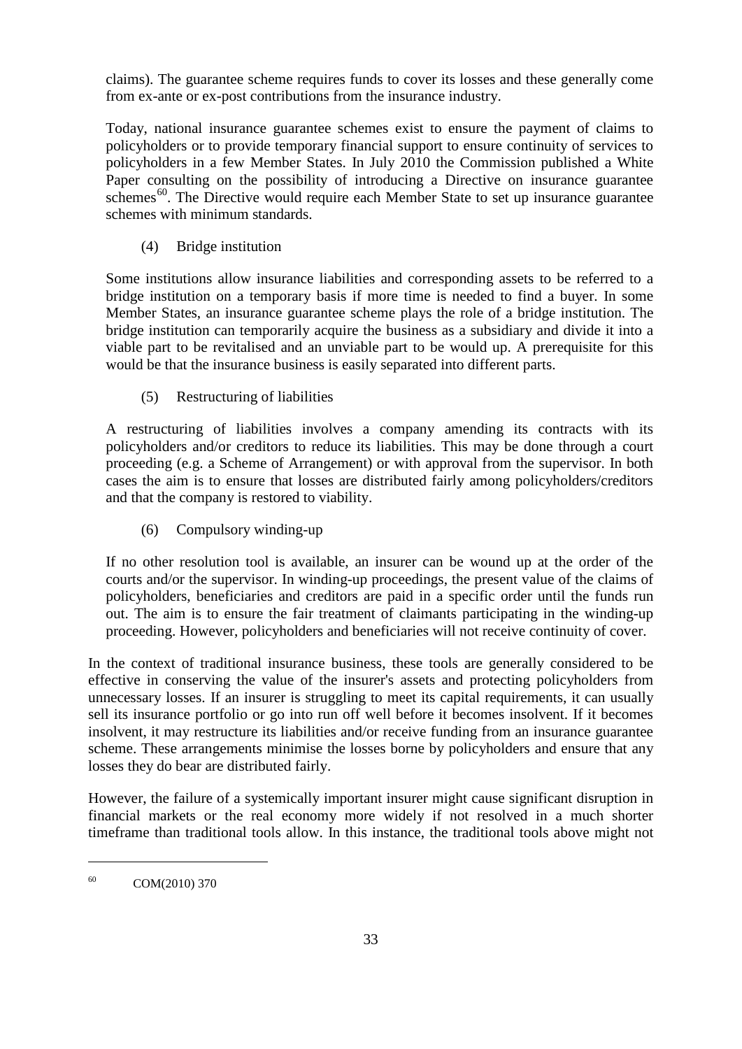claims). The guarantee scheme requires funds to cover its losses and these generally come from ex-ante or ex-post contributions from the insurance industry.

Today, national insurance guarantee schemes exist to ensure the payment of claims to policyholders or to provide temporary financial support to ensure continuity of services to policyholders in a few Member States. In July 2010 the Commission published a White Paper consulting on the possibility of introducing a Directive on insurance guarantee schemes[60]. The Directive would require each Member State to set up insurance guarantee schemes with minimum standards.

(4) Bridge institution

Some institutions allow insurance liabilities and corresponding assets to be referred to a bridge institution on a temporary basis if more time is needed to find a buyer. In some Member States, an insurance guarantee scheme plays the role of a bridge institution. The bridge institution can temporarily acquire the business as a subsidiary and divide it into a viable part to be revitalised and an unviable part to be would up. A prerequisite for this would be that the insurance business is easily separated into different parts.

(5) Restructuring of liabilities

A restructuring of liabilities involves a company amending its contracts with its policyholders and/or creditors to reduce its liabilities. This may be done through a court proceeding (e.g. a Scheme of Arrangement) or with approval from the supervisor. In both cases the aim is to ensure that losses are distributed fairly among policyholders/creditors and that the company is restored to viability.

(6) Compulsory winding-up

If no other resolution tool is available, an insurer can be wound up at the order of the courts and/or the supervisor. In winding-up proceedings, the present value of the claims of policyholders, beneficiaries and creditors are paid in a specific order until the funds run out. The aim is to ensure the fair treatment of claimants participating in the winding-up proceeding. However, policyholders and beneficiaries will not receive continuity of cover.

In the context of traditional insurance business, these tools are generally considered to be effective in conserving the value of the insurer's assets and protecting policyholders from unnecessary losses. If an insurer is struggling to meet its capital requirements, it can usually sell its insurance portfolio or go into run off well before it becomes insolvent. If it becomes insolvent, it may restructure its liabilities and/or receive funding from an insurance guarantee scheme. These arrangements minimise the losses borne by policyholders and ensure that any losses they do bear are distributed fairly.

However, the failure of a systemically important insurer might cause significant disruption in financial markets or the real economy more widely if not resolved in a much shorter timeframe than traditional tools allow. In this instance, the traditional tools above might not

[60] COM(2010) 370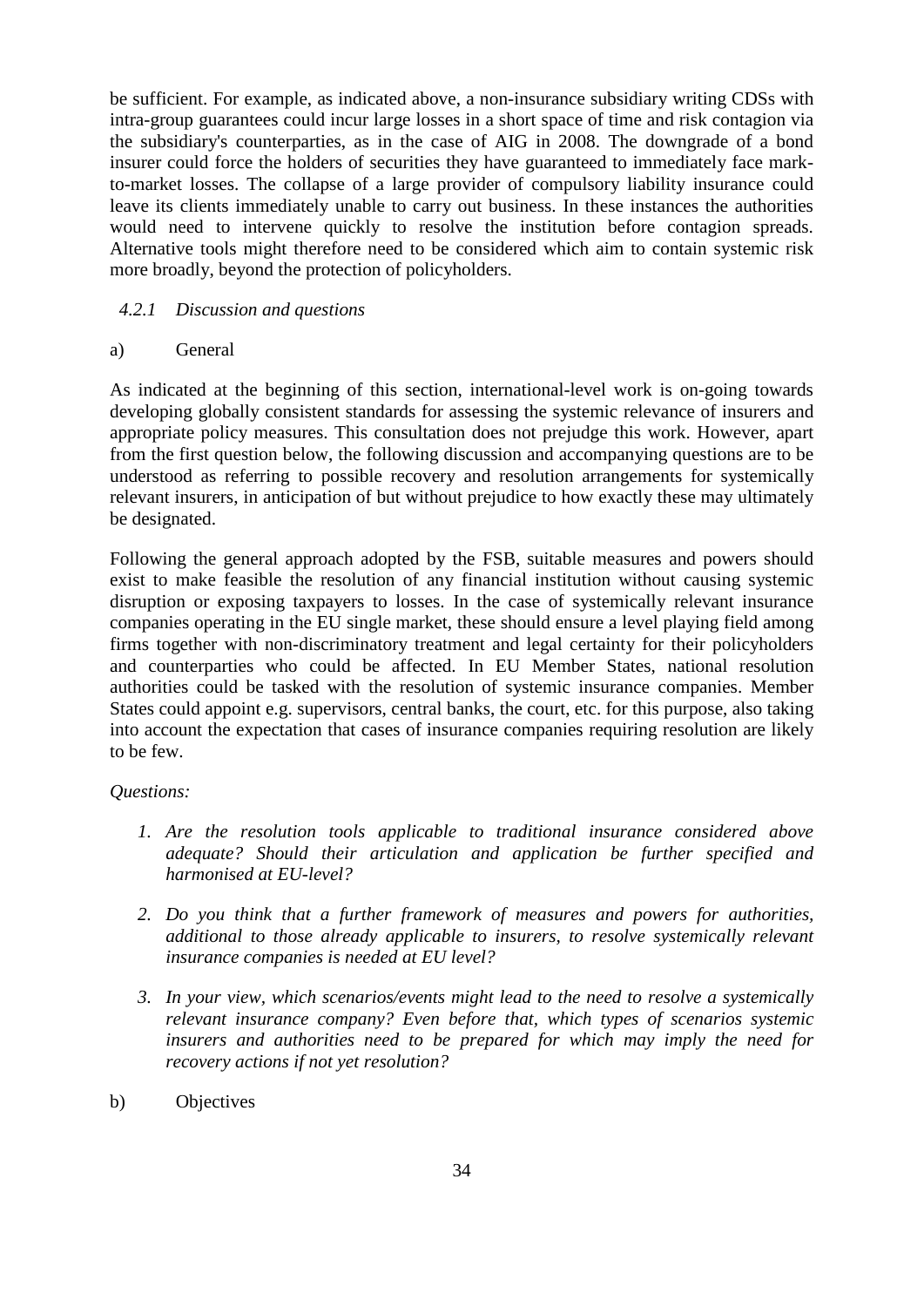be sufficient. For example, as indicated above, a non-insurance subsidiary writing CDSs with intra-group guarantees could incur large losses in a short space of time and risk contagion via the subsidiary's counterparties, as in the case of AIG in 2008. The downgrade of a bond insurer could force the holders of securities they have guaranteed to immediately face mark-to-market losses. The collapse of a large provider of compulsory liability insurance could leave its clients immediately unable to carry out business. In these instances the authorities would need to intervene quickly to resolve the institution before contagion spreads. Alternative tools might therefore need to be considered which aim to contain systemic risk more broadly, beyond the protection of policyholders.

#### *4.2.1 Discussion and questions*

a) General

As indicated at the beginning of this section, international-level work is on-going towards developing globally consistent standards for assessing the systemic relevance of insurers and appropriate policy measures. This consultation does not prejudge this work. However, apart from the first question below, the following discussion and accompanying questions are to be understood as referring to possible recovery and resolution arrangements for systemically relevant insurers, in anticipation of but without prejudice to how exactly these may ultimately be designated.

Following the general approach adopted by the FSB, suitable measures and powers should exist to make feasible the resolution of any financial institution without causing systemic disruption or exposing taxpayers to losses. In the case of systemically relevant insurance companies operating in the EU single market, these should ensure a level playing field among firms together with non-discriminatory treatment and legal certainty for their policyholders and counterparties who could be affected. In EU Member States, national resolution authorities could be tasked with the resolution of systemic insurance companies. Member States could appoint e.g. supervisors, central banks, the court, etc. for this purpose, also taking into account the expectation that cases of insurance companies requiring resolution are likely to be few.

*Questions:*

1. *Are the resolution tools applicable to traditional insurance considered above adequate? Should their articulation and application be further specified and harmonised at EU-level?*

2. *Do you think that a further framework of measures and powers for authorities, additional to those already applicable to insurers, to resolve systemically relevant insurance companies is needed at EU level?*

3. *In your view, which scenarios/events might lead to the need to resolve a systemically relevant insurance company? Even before that, which types of scenarios systemic insurers and authorities need to be prepared for which may imply the need for recovery actions if not yet resolution?*

b) Objectives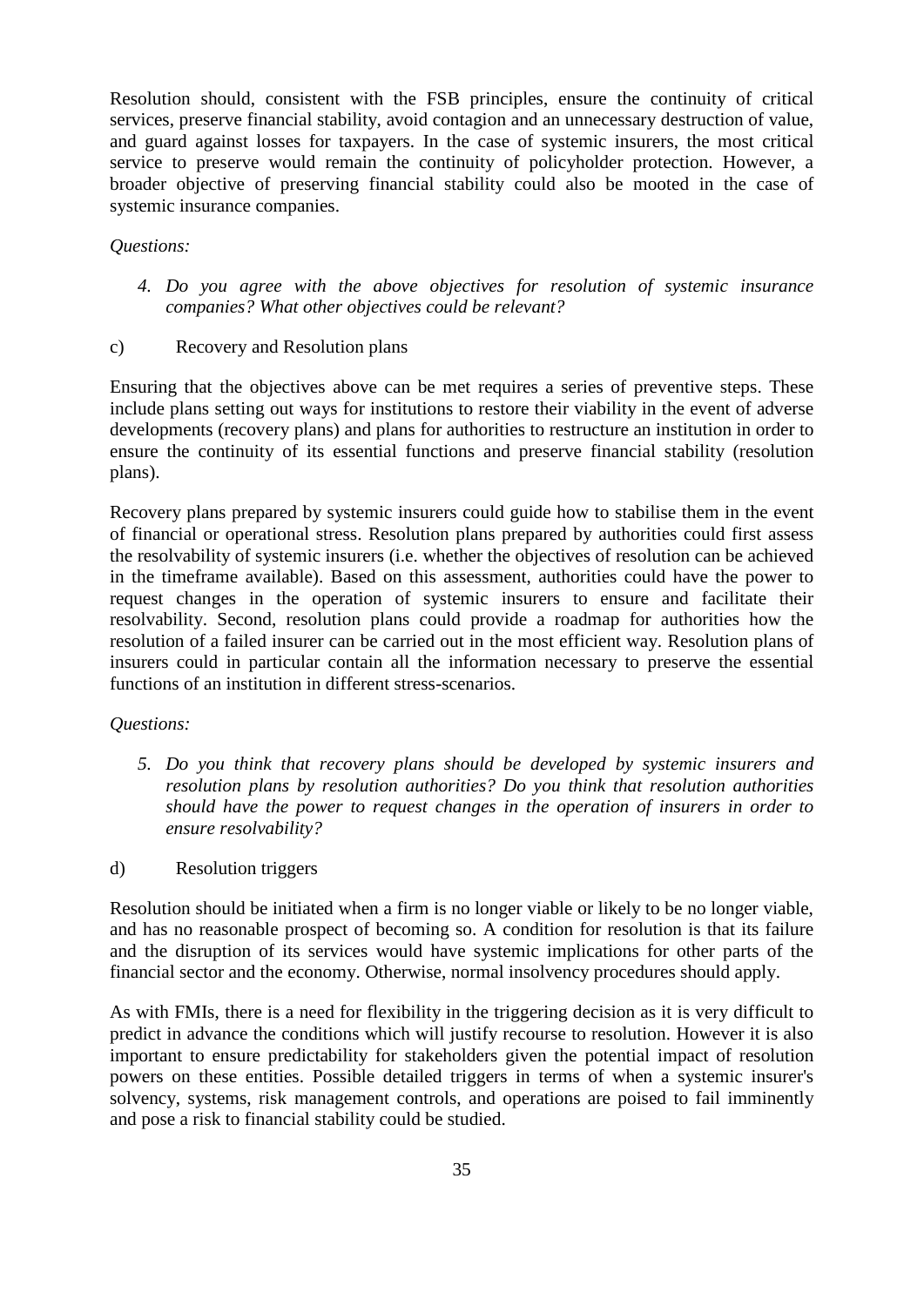Resolution should, consistent with the FSB principles, ensure the continuity of critical services, preserve financial stability, avoid contagion and an unnecessary destruction of value, and guard against losses for taxpayers. In the case of systemic insurers, the most critical service to preserve would remain the continuity of policyholder protection. However, a broader objective of preserving financial stability could also be mooted in the case of systemic insurance companies.

*Questions:*

4. *Do you agree with the above objectives for resolution of systemic insurance companies? What other objectives could be relevant?*

c) Recovery and Resolution plans

Ensuring that the objectives above can be met requires a series of preventive steps. These include plans setting out ways for institutions to restore their viability in the event of adverse developments (recovery plans) and plans for authorities to restructure an institution in order to ensure the continuity of its essential functions and preserve financial stability (resolution plans).

Recovery plans prepared by systemic insurers could guide how to stabilise them in the event of financial or operational stress. Resolution plans prepared by authorities could first assess the resolvability of systemic insurers (i.e. whether the objectives of resolution can be achieved in the timeframe available). Based on this assessment, authorities could have the power to request changes in the operation of systemic insurers to ensure and facilitate their resolvability. Second, resolution plans could provide a roadmap for authorities how the resolution of a failed insurer can be carried out in the most efficient way. Resolution plans of insurers could in particular contain all the information necessary to preserve the essential functions of an institution in different stress-scenarios.

*Questions:*

5. *Do you think that recovery plans should be developed by systemic insurers and resolution plans by resolution authorities? Do you think that resolution authorities should have the power to request changes in the operation of insurers in order to ensure resolvability?*

d) Resolution triggers

Resolution should be initiated when a firm is no longer viable or likely to be no longer viable, and has no reasonable prospect of becoming so. A condition for resolution is that its failure and the disruption of its services would have systemic implications for other parts of the financial sector and the economy. Otherwise, normal insolvency procedures should apply.

As with FMIs, there is a need for flexibility in the triggering decision as it is very difficult to predict in advance the conditions which will justify recourse to resolution. However it is also important to ensure predictability for stakeholders given the potential impact of resolution powers on these entities. Possible detailed triggers in terms of when a systemic insurer's solvency, systems, risk management controls, and operations are poised to fail imminently and pose a risk to financial stability could be studied.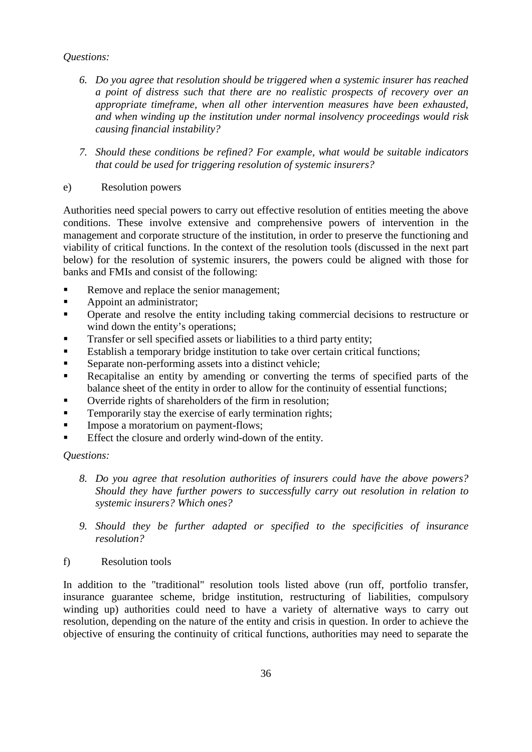*Questions:*

6. *Do you agree that resolution should be triggered when a systemic insurer has reached a point of distress such that there are no realistic prospects of recovery over an appropriate timeframe, when all other intervention measures have been exhausted, and when winding up the institution under normal insolvency proceedings would risk causing financial instability?*

7. *Should these conditions be refined? For example, what would be suitable indicators that could be used for triggering resolution of systemic insurers?*

e) Resolution powers

Authorities need special powers to carry out effective resolution of entities meeting the above conditions. These involve extensive and comprehensive powers of intervention in the management and corporate structure of the institution, in order to preserve the functioning and viability of critical functions. In the context of the resolution tools (discussed in the next part below) for the resolution of systemic insurers, the powers could be aligned with those for banks and FMIs and consist of the following:

- Remove and replace the senior management;
- Appoint an administrator;
- Operate and resolve the entity including taking commercial decisions to restructure or wind down the entity's operations;
- Transfer or sell specified assets or liabilities to a third party entity;
- Establish a temporary bridge institution to take over certain critical functions;
- Separate non-performing assets into a distinct vehicle;
- Recapitalise an entity by amending or converting the terms of specified parts of the balance sheet of the entity in order to allow for the continuity of essential functions;
- Override rights of shareholders of the firm in resolution;
- Temporarily stay the exercise of early termination rights;
- Impose a moratorium on payment-flows;
- Effect the closure and orderly wind-down of the entity.

*Questions:*

8. *Do you agree that resolution authorities of insurers could have the above powers? Should they have further powers to successfully carry out resolution in relation to systemic insurers? Which ones?*

9. *Should they be further adapted or specified to the specificities of insurance resolution?*

f) Resolution tools

In addition to the "traditional" resolution tools listed above (run off, portfolio transfer, insurance guarantee scheme, bridge institution, restructuring of liabilities, compulsory winding up) authorities could need to have a variety of alternative ways to carry out resolution, depending on the nature of the entity and crisis in question. In order to achieve the objective of ensuring the continuity of critical functions, authorities may need to separate the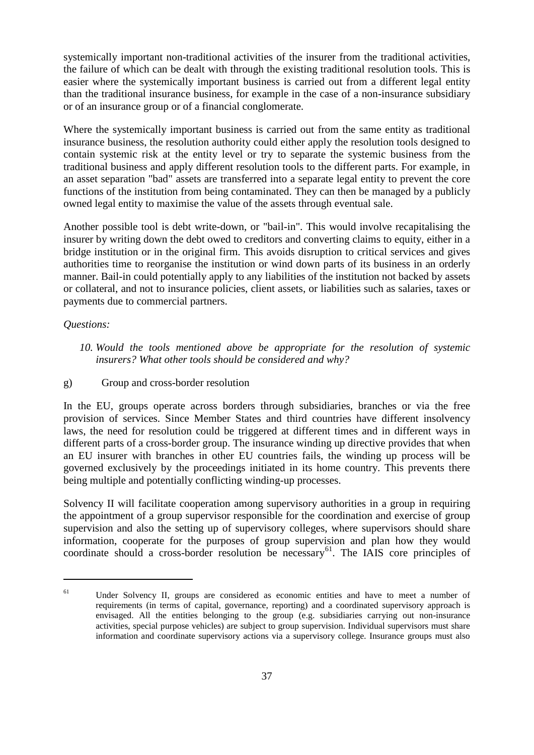systemically important non-traditional activities of the insurer from the traditional activities, the failure of which can be dealt with through the existing traditional resolution tools. This is easier where the systemically important business is carried out from a different legal entity than the traditional insurance business, for example in the case of a non-insurance subsidiary or of an insurance group or of a financial conglomerate.

Where the systemically important business is carried out from the same entity as traditional insurance business, the resolution authority could either apply the resolution tools designed to contain systemic risk at the entity level or try to separate the systemic business from the traditional business and apply different resolution tools to the different parts. For example, in an asset separation "bad" assets are transferred into a separate legal entity to prevent the core functions of the institution from being contaminated. They can then be managed by a publicly owned legal entity to maximise the value of the assets through eventual sale.

Another possible tool is debt write-down, or "bail-in". This would involve recapitalising the insurer by writing down the debt owed to creditors and converting claims to equity, either in a bridge institution or in the original firm. This avoids disruption to critical services and gives authorities time to reorganise the institution or wind down parts of its business in an orderly manner. Bail-in could potentially apply to any liabilities of the institution not backed by assets or collateral, and not to insurance policies, client assets, or liabilities such as salaries, taxes or payments due to commercial partners.

*Questions:*

10. *Would the tools mentioned above be appropriate for the resolution of systemic insurers? What other tools should be considered and why?*

g) Group and cross-border resolution

In the EU, groups operate across borders through subsidiaries, branches or via the free provision of services. Since Member States and third countries have different insolvency laws, the need for resolution could be triggered at different times and in different ways in different parts of a cross-border group. The insurance winding up directive provides that when an EU insurer with branches in other EU countries fails, the winding up process will be governed exclusively by the proceedings initiated in its home country. This prevents there being multiple and potentially conflicting winding-up processes.

Solvency II will facilitate cooperation among supervisory authorities in a group in requiring the appointment of a group supervisor responsible for the coordination and exercise of group supervision and also the setting up of supervisory colleges, where supervisors should share information, cooperate for the purposes of group supervision and plan how they would coordinate should a cross-border resolution be necessary[61]. The IAIS core principles of

[61] Under Solvency II, groups are considered as economic entities and have to meet a number of requirements (in terms of capital, governance, reporting) and a coordinated supervisory approach is envisaged. All the entities belonging to the group (e.g. subsidiaries carrying out non-insurance activities, special purpose vehicles) are subject to group supervision. Individual supervisors must share information and coordinate supervisory actions via a supervisory college. Insurance groups must also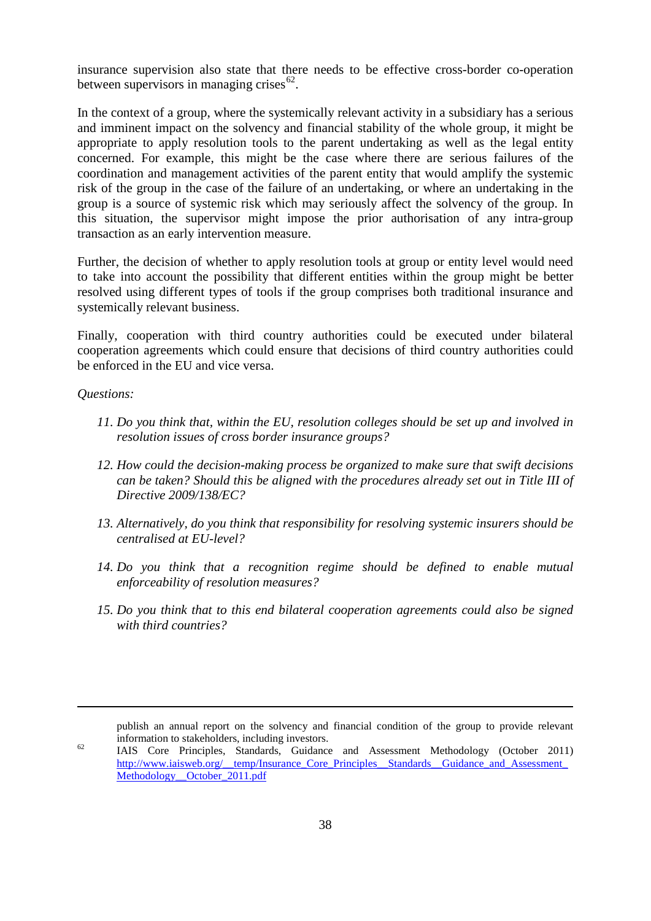insurance supervision also state that there needs to be effective cross-border co-operation between supervisors in managing crises[62].

In the context of a group, where the systemically relevant activity in a subsidiary has a serious and imminent impact on the solvency and financial stability of the whole group, it might be appropriate to apply resolution tools to the parent undertaking as well as the legal entity concerned. For example, this might be the case where there are serious failures of the coordination and management activities of the parent entity that would amplify the systemic risk of the group in the case of the failure of an undertaking, or where an undertaking in the group is a source of systemic risk which may seriously affect the solvency of the group. In this situation, the supervisor might impose the prior authorisation of any intra-group transaction as an early intervention measure.

Further, the decision of whether to apply resolution tools at group or entity level would need to take into account the possibility that different entities within the group might be better resolved using different types of tools if the group comprises both traditional insurance and systemically relevant business.

Finally, cooperation with third country authorities could be executed under bilateral cooperation agreements which could ensure that decisions of third country authorities could be enforced in the EU and vice versa.

*Questions:*

11. *Do you think that, within the EU, resolution colleges should be set up and involved in resolution issues of cross border insurance groups?*
12. *How could the decision-making process be organized to make sure that swift decisions can be taken? Should this be aligned with the procedures already set out in Title III of Directive 2009/138/EC?*
13. *Alternatively, do you think that responsibility for resolving systemic insurers should be centralised at EU-level?*
14. *Do you think that a recognition regime should be defined to enable mutual enforceability of resolution measures?*
15. *Do you think that to this end bilateral cooperation agreements could also be signed with third countries?*

---

publish an annual report on the solvency and financial condition of the group to provide relevant information to stakeholders, including investors.

[62] IAIS Core Principles, Standards, Guidance and Assessment Methodology (October 2011) http://www.iaisweb.org/__temp/Insurance_Core_Principles__Standards__Guidance_and_Assessment_Methodology__October_2011.pdf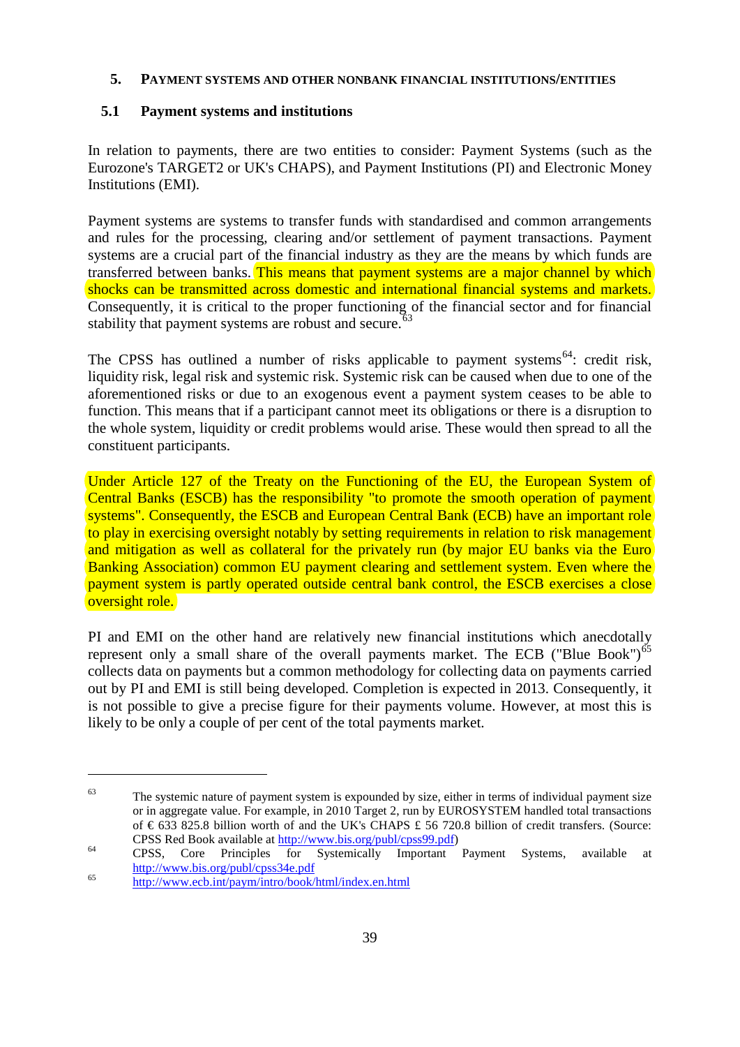## 5. PAYMENT SYSTEMS AND OTHER NONBANK FINANCIAL INSTITUTIONS/ENTITIES

### 5.1 Payment systems and institutions

In relation to payments, there are two entities to consider: Payment Systems (such as the Eurozone's TARGET2 or UK's CHAPS), and Payment Institutions (PI) and Electronic Money Institutions (EMI).

Payment systems are systems to transfer funds with standardised and common arrangements and rules for the processing, clearing and/or settlement of payment transactions. Payment systems are a crucial part of the financial industry as they are the means by which funds are transferred between banks. This means that payment systems are a major channel by which shocks can be transmitted across domestic and international financial systems and markets. Consequently, it is critical to the proper functioning of the financial sector and for financial stability that payment systems are robust and secure.[63]

The CPSS has outlined a number of risks applicable to payment systems[64]: credit risk, liquidity risk, legal risk and systemic risk. Systemic risk can be caused when due to one of the aforementioned risks or due to an exogenous event a payment system ceases to be able to function. This means that if a participant cannot meet its obligations or there is a disruption to the whole system, liquidity or credit problems would arise. These would then spread to all the constituent participants.

Under Article 127 of the Treaty on the Functioning of the EU, the European System of Central Banks (ESCB) has the responsibility "to promote the smooth operation of payment systems". Consequently, the ESCB and European Central Bank (ECB) have an important role to play in exercising oversight notably by setting requirements in relation to risk management and mitigation as well as collateral for the privately run (by major EU banks via the Euro Banking Association) common EU payment clearing and settlement system. Even where the payment system is partly operated outside central bank control, the ESCB exercises a close oversight role.

PI and EMI on the other hand are relatively new financial institutions which anecdotally represent only a small share of the overall payments market. The ECB ("Blue Book")[65] collects data on payments but a common methodology for collecting data on payments carried out by PI and EMI is still being developed. Completion is expected in 2013. Consequently, it is not possible to give a precise figure for their payments volume. However, at most this is likely to be only a couple of per cent of the total payments market.

---

[63] The systemic nature of payment system is expounded by size, either in terms of individual payment size or in aggregate value. For example, in 2010 Target 2, run by EUROSYSTEM handled total transactions of € 633 825.8 billion worth of and the UK's CHAPS £ 56 720.8 billion of credit transfers. (Source: CPSS Red Book available at http://www.bis.org/publ/cpss99.pdf)

[64] CPSS, Core Principles for Systemically Important Payment Systems, available at http://www.bis.org/publ/cpss34e.pdf

[65] http://www.ecb.int/paym/intro/book/html/index.en.html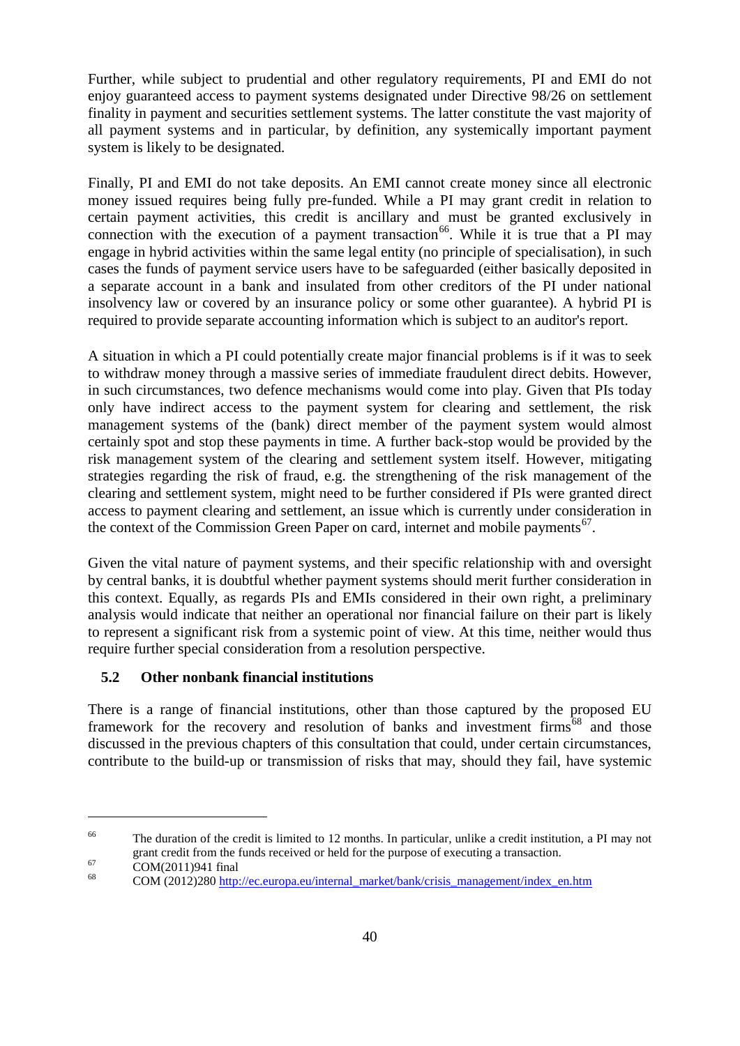Further, while subject to prudential and other regulatory requirements, PI and EMI do not enjoy guaranteed access to payment systems designated under Directive 98/26 on settlement finality in payment and securities settlement systems. The latter constitute the vast majority of all payment systems and in particular, by definition, any systemically important payment system is likely to be designated.

Finally, PI and EMI do not take deposits. An EMI cannot create money since all electronic money issued requires being fully pre-funded. While a PI may grant credit in relation to certain payment activities, this credit is ancillary and must be granted exclusively in connection with the execution of a payment transaction[66]. While it is true that a PI may engage in hybrid activities within the same legal entity (no principle of specialisation), in such cases the funds of payment service users have to be safeguarded (either basically deposited in a separate account in a bank and insulated from other creditors of the PI under national insolvency law or covered by an insurance policy or some other guarantee). A hybrid PI is required to provide separate accounting information which is subject to an auditor's report.

A situation in which a PI could potentially create major financial problems is if it was to seek to withdraw money through a massive series of immediate fraudulent direct debits. However, in such circumstances, two defence mechanisms would come into play. Given that PIs today only have indirect access to the payment system for clearing and settlement, the risk management systems of the (bank) direct member of the payment system would almost certainly spot and stop these payments in time. A further back-stop would be provided by the risk management system of the clearing and settlement system itself. However, mitigating strategies regarding the risk of fraud, e.g. the strengthening of the risk management of the clearing and settlement system, might need to be further considered if PIs were granted direct access to payment clearing and settlement, an issue which is currently under consideration in the context of the Commission Green Paper on card, internet and mobile payments[67].

Given the vital nature of payment systems, and their specific relationship with and oversight by central banks, it is doubtful whether payment systems should merit further consideration in this context. Equally, as regards PIs and EMIs considered in their own right, a preliminary analysis would indicate that neither an operational nor financial failure on their part is likely to represent a significant risk from a systemic point of view. At this time, neither would thus require further special consideration from a resolution perspective.

### 5.2 Other nonbank financial institutions

There is a range of financial institutions, other than those captured by the proposed EU framework for the recovery and resolution of banks and investment firms[68] and those discussed in the previous chapters of this consultation that could, under certain circumstances, contribute to the build-up or transmission of risks that may, should they fail, have systemic

---

[66] The duration of the credit is limited to 12 months. In particular, unlike a credit institution, a PI may not grant credit from the funds received or held for the purpose of executing a transaction.

[67] COM(2011)941 final

[68] COM (2012)280 http://ec.europa.eu/internal_market/bank/crisis_management/index_en.htm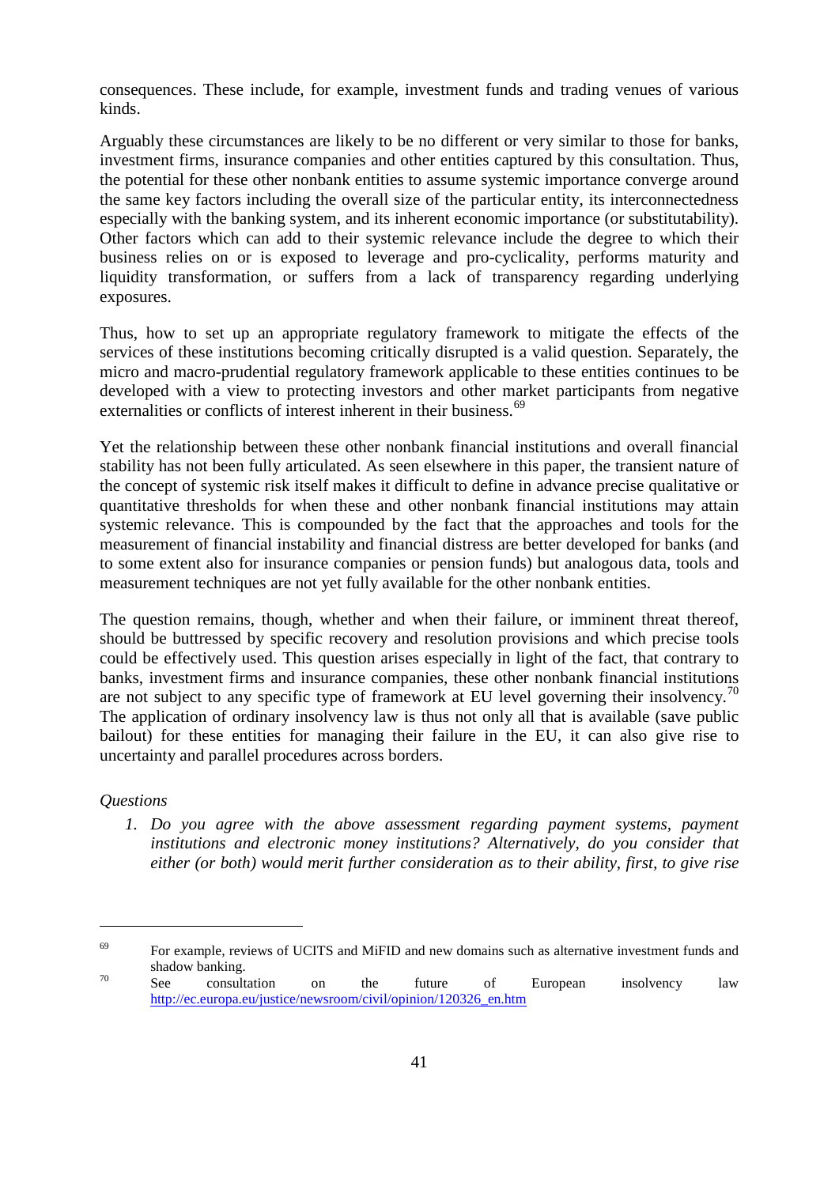consequences. These include, for example, investment funds and trading venues of various kinds.

Arguably these circumstances are likely to be no different or very similar to those for banks, investment firms, insurance companies and other entities captured by this consultation. Thus, the potential for these other nonbank entities to assume systemic importance converge around the same key factors including the overall size of the particular entity, its interconnectedness especially with the banking system, and its inherent economic importance (or substitutability). Other factors which can add to their systemic relevance include the degree to which their business relies on or is exposed to leverage and pro-cyclicality, performs maturity and liquidity transformation, or suffers from a lack of transparency regarding underlying exposures.

Thus, how to set up an appropriate regulatory framework to mitigate the effects of the services of these institutions becoming critically disrupted is a valid question. Separately, the micro and macro-prudential regulatory framework applicable to these entities continues to be developed with a view to protecting investors and other market participants from negative externalities or conflicts of interest inherent in their business.[69]

Yet the relationship between these other nonbank financial institutions and overall financial stability has not been fully articulated. As seen elsewhere in this paper, the transient nature of the concept of systemic risk itself makes it difficult to define in advance precise qualitative or quantitative thresholds for when these and other nonbank financial institutions may attain systemic relevance. This is compounded by the fact that the approaches and tools for the measurement of financial instability and financial distress are better developed for banks (and to some extent also for insurance companies or pension funds) but analogous data, tools and measurement techniques are not yet fully available for the other nonbank entities.

The question remains, though, whether and when their failure, or imminent threat thereof, should be buttressed by specific recovery and resolution provisions and which precise tools could be effectively used. This question arises especially in light of the fact, that contrary to banks, investment firms and insurance companies, these other nonbank financial institutions are not subject to any specific type of framework at EU level governing their insolvency.[70] The application of ordinary insolvency law is thus not only all that is available (save public bailout) for these entities for managing their failure in the EU, it can also give rise to uncertainty and parallel procedures across borders.

*Questions*

1. *Do you agree with the above assessment regarding payment systems, payment institutions and electronic money institutions? Alternatively, do you consider that either (or both) would merit further consideration as to their ability, first, to give rise*

---

[69] For example, reviews of UCITS and MiFID and new domains such as alternative investment funds and shadow banking.

[70] See consultation on the future of European insolvency law http://ec.europa.eu/justice/newsroom/civil/opinion/120326_en.htm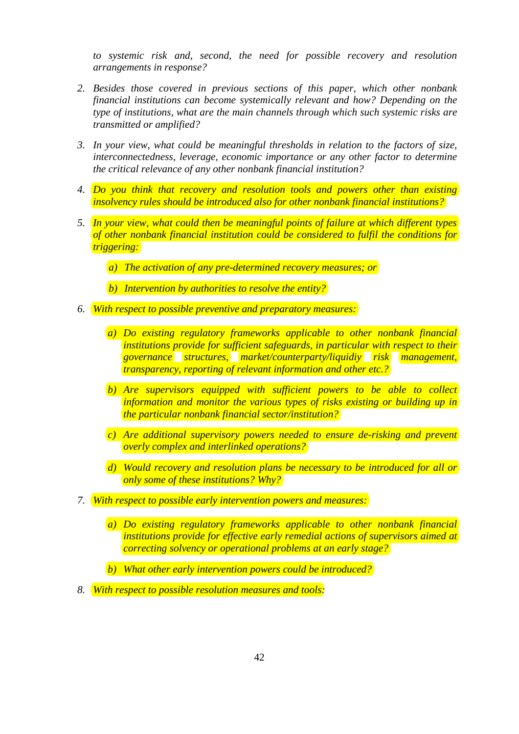*to systemic risk and, second, the need for possible recovery and resolution arrangements in response?*

2. *Besides those covered in previous sections of this paper, which other nonbank financial institutions can become systemically relevant and how? Depending on the type of institutions, what are the main channels through which such systemic risks are transmitted or amplified?*

3. *In your view, what could be meaningful thresholds in relation to the factors of size, interconnectedness, leverage, economic importance or any other factor to determine the critical relevance of any other nonbank financial institution?*

4. *Do you think that recovery and resolution tools and powers other than existing insolvency rules should be introduced also for other nonbank financial institutions?*

5. *In your view, what could then be meaningful points of failure at which different types of other nonbank financial institution could be considered to fulfil the conditions for triggering:*

   *a) The activation of any pre-determined recovery measures; or*

   *b) Intervention by authorities to resolve the entity?*

6. *With respect to possible preventive and preparatory measures:*

   *a) Do existing regulatory frameworks applicable to other nonbank financial institutions provide for sufficient safeguards, in particular with respect to their governance structures, market/counterparty/liquidiy risk management, transparency, reporting of relevant information and other etc.?*

   *b) Are supervisors equipped with sufficient powers to be able to collect information and monitor the various types of risks existing or building up in the particular nonbank financial sector/institution?*

   *c) Are additional supervisory powers needed to ensure de-risking and prevent overly complex and interlinked operations?*

   *d) Would recovery and resolution plans be necessary to be introduced for all or only some of these institutions? Why?*

7. *With respect to possible early intervention powers and measures:*

   *a) Do existing regulatory frameworks applicable to other nonbank financial institutions provide for effective early remedial actions of supervisors aimed at correcting solvency or operational problems at an early stage?*

   *b) What other early intervention powers could be introduced?*

8. *With respect to possible resolution measures and tools:*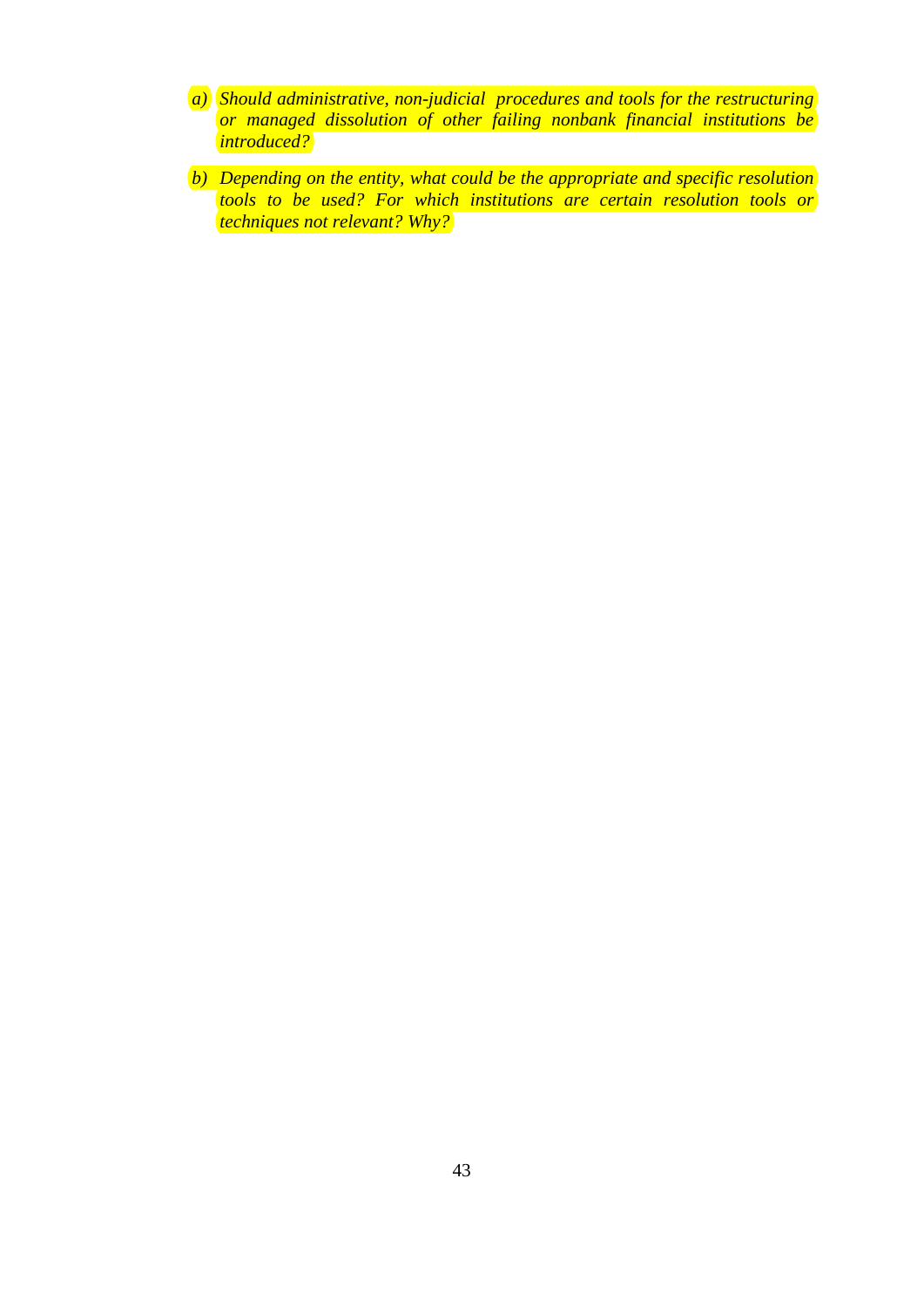a) *Should administrative, non-judicial procedures and tools for the restructuring or managed dissolution of other failing nonbank financial institutions be introduced?*

b) *Depending on the entity, what could be the appropriate and specific resolution tools to be used? For which institutions are certain resolution tools or techniques not relevant? Why?*